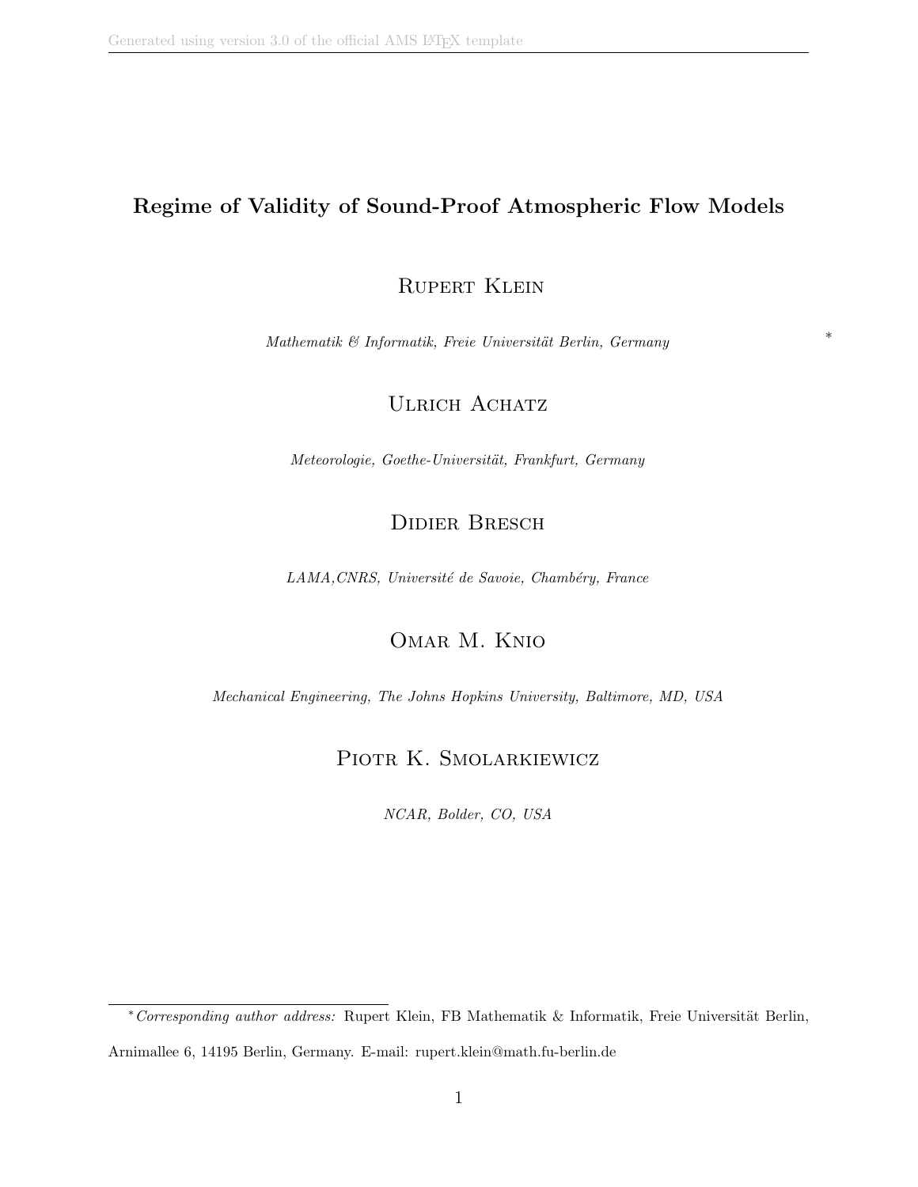# Regime of Validity of Sound-Proof Atmospheric Flow Models

Rupert Klein

*Mathematik & Informatik, Freie Universität Berlin, Germany* *

Ulrich Achatz

*Meteorologie, Goethe-Universität, Frankfurt, Germany*

Didier Bresch

*LAMA,CNRS, Université de Savoie, Chambéry, France*

Omar M. Knio

*Mechanical Engineering, The Johns Hopkins University, Baltimore, MD, USA*

Piotr K. Smolarkiewicz

*NCAR, Bolder, CO, USA*

---

* *Corresponding author address:* Rupert Klein, FB Mathematik & Informatik, Freie Universität Berlin, Arnimallee 6, 14195 Berlin, Germany. E-mail: rupert.klein@math.fu-berlin.de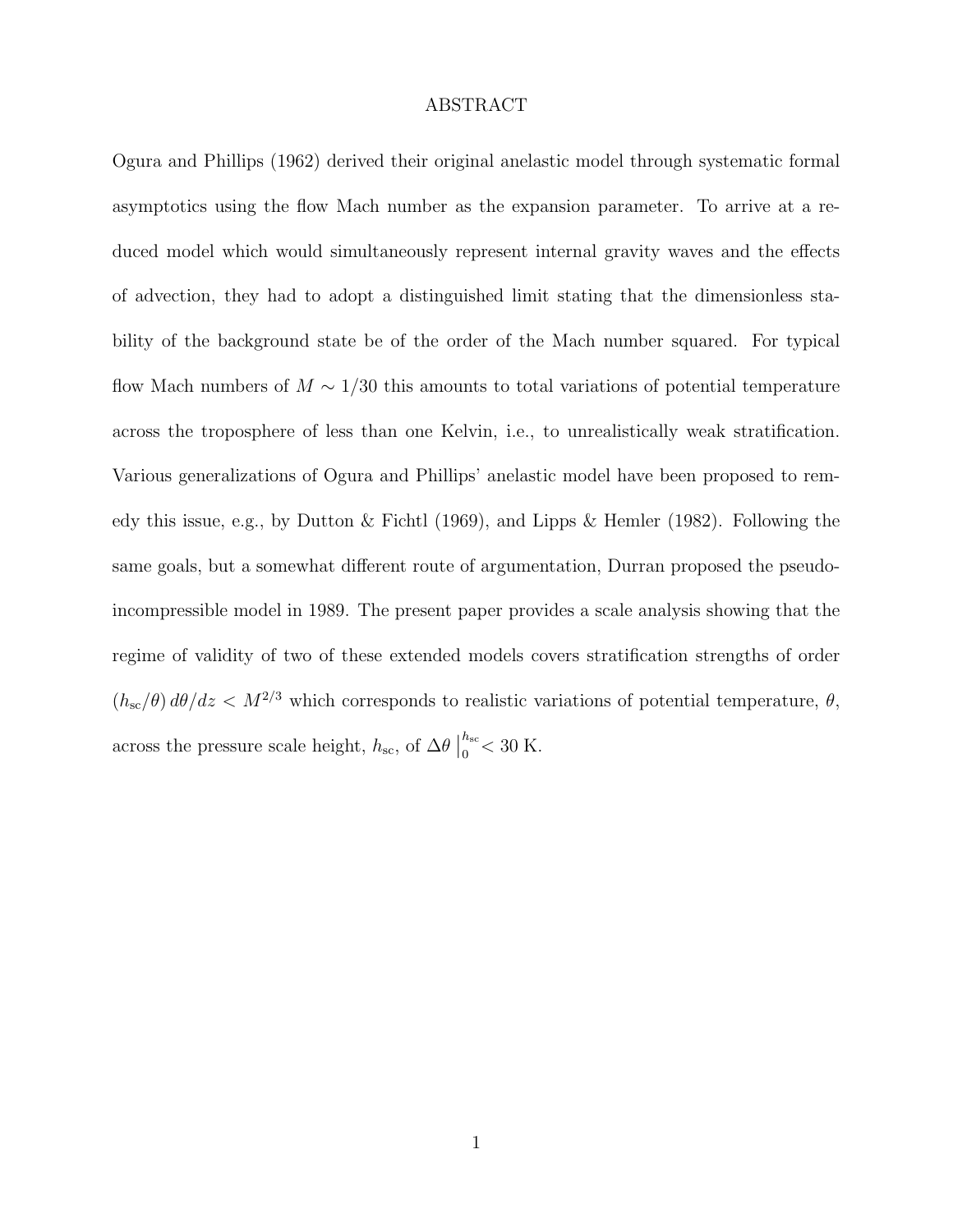# ABSTRACT

Ogura and Phillips (1962) derived their original anelastic model through systematic formal asymptotics using the flow Mach number as the expansion parameter. To arrive at a reduced model which would simultaneously represent internal gravity waves and the effects of advection, they had to adopt a distinguished limit stating that the dimensionless stability of the background state be of the order of the Mach number squared. For typical flow Mach numbers of $M \sim 1/30$ this amounts to total variations of potential temperature across the troposphere of less than one Kelvin, i.e., to unrealistically weak stratification. Various generalizations of Ogura and Phillips' anelastic model have been proposed to remedy this issue, e.g., by Dutton & Fichtl (1969), and Lipps & Hemler (1982). Following the same goals, but a somewhat different route of argumentation, Durran proposed the pseudo-incompressible model in 1989. The present paper provides a scale analysis showing that the regime of validity of two of these extended models covers stratification strengths of order $(h_{\rm sc}/\theta)\, d\theta/dz < M^{2/3}$ which corresponds to realistic variations of potential temperature, $\theta$, across the pressure scale height, $h_{\rm sc}$, of $\Delta\theta\,\big|_0^{h_{\rm sc}} < 30$ K.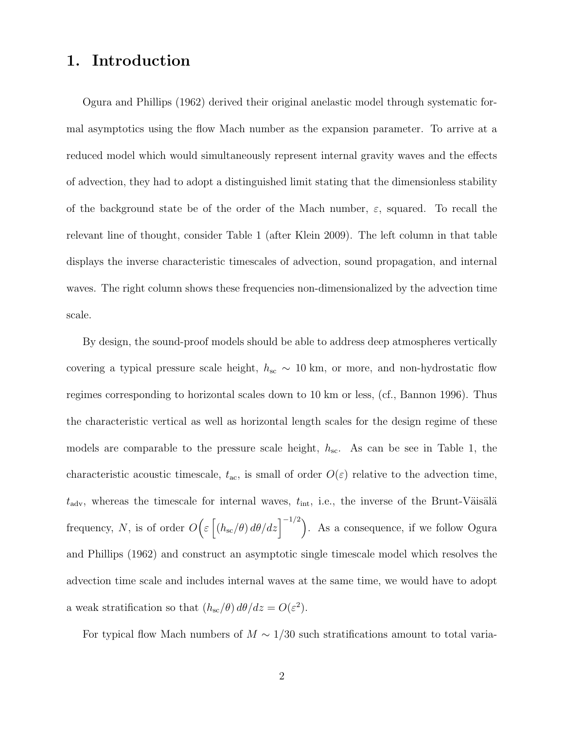# 1. Introduction

Ogura and Phillips (1962) derived their original anelastic model through systematic formal asymptotics using the flow Mach number as the expansion parameter. To arrive at a reduced model which would simultaneously represent internal gravity waves and the effects of advection, they had to adopt a distinguished limit stating that the dimensionless stability of the background state be of the order of the Mach number, $\varepsilon$, squared. To recall the relevant line of thought, consider Table 1 (after Klein 2009). The left column in that table displays the inverse characteristic timescales of advection, sound propagation, and internal waves. The right column shows these frequencies non-dimensionalized by the advection time scale.

By design, the sound-proof models should be able to address deep atmospheres vertically covering a typical pressure scale height, $h_{\rm sc} \sim 10$ km, or more, and non-hydrostatic flow regimes corresponding to horizontal scales down to 10 km or less, (cf., Bannon 1996). Thus the characteristic vertical as well as horizontal length scales for the design regime of these models are comparable to the pressure scale height, $h_{\rm sc}$. As can be see in Table 1, the characteristic acoustic timescale, $t_{\rm ac}$, is small of order $O(\varepsilon)$ relative to the advection time, $t_{\rm adv}$, whereas the timescale for internal waves, $t_{\rm int}$, i.e., the inverse of the Brunt-Väisälä frequency, $N$, is of order $O\Big(\varepsilon\left[(h_{\rm sc}/\theta)\, d\theta/dz\right]^{-1/2}\Big)$. As a consequence, if we follow Ogura and Phillips (1962) and construct an asymptotic single timescale model which resolves the advection time scale and includes internal waves at the same time, we would have to adopt a weak stratification so that $(h_{\rm sc}/\theta)\, d\theta/dz = O(\varepsilon^2)$.

For typical flow Mach numbers of $M \sim 1/30$ such stratifications amount to total varia-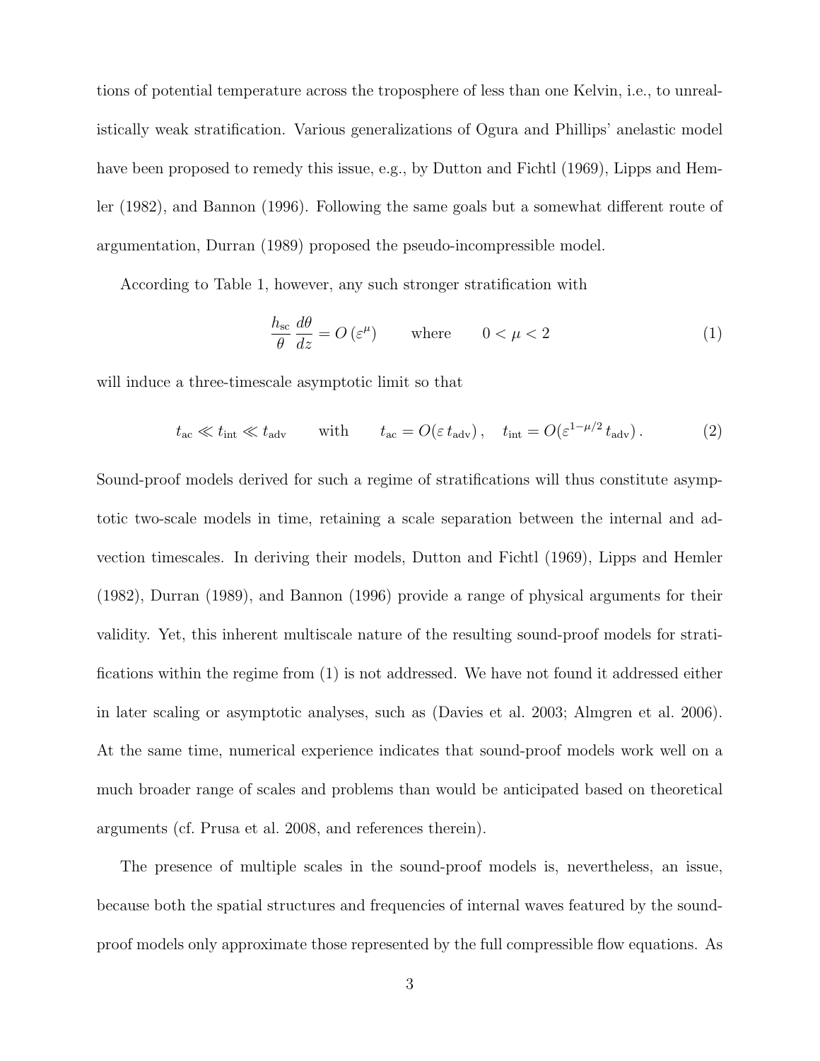tions of potential temperature across the troposphere of less than one Kelvin, i.e., to unrealistically weak stratification. Various generalizations of Ogura and Phillips' anelastic model have been proposed to remedy this issue, e.g., by Dutton and Fichtl (1969), Lipps and Hemler (1982), and Bannon (1996). Following the same goals but a somewhat different route of argumentation, Durran (1989) proposed the pseudo-incompressible model.

According to Table 1, however, any such stronger stratification with

$$\frac{h_{\mathrm{sc}}}{\theta}\,\frac{d\theta}{dz} = O\left(\varepsilon^{\mu}\right) \qquad \text{where} \qquad 0 < \mu < 2 \tag{1}$$

will induce a three-timescale asymptotic limit so that

$$t_{\mathrm{ac}} \ll t_{\mathrm{int}} \ll t_{\mathrm{adv}} \qquad \text{with} \qquad t_{\mathrm{ac}} = O(\varepsilon\, t_{\mathrm{adv}})\,, \quad t_{\mathrm{int}} = O(\varepsilon^{1-\mu/2}\, t_{\mathrm{adv}})\,. \tag{2}$$

Sound-proof models derived for such a regime of stratifications will thus constitute asymptotic two-scale models in time, retaining a scale separation between the internal and advection timescales. In deriving their models, Dutton and Fichtl (1969), Lipps and Hemler (1982), Durran (1989), and Bannon (1996) provide a range of physical arguments for their validity. Yet, this inherent multiscale nature of the resulting sound-proof models for stratifications within the regime from (1) is not addressed. We have not found it addressed either in later scaling or asymptotic analyses, such as (Davies et al. 2003; Almgren et al. 2006). At the same time, numerical experience indicates that sound-proof models work well on a much broader range of scales and problems than would be anticipated based on theoretical arguments (cf. Prusa et al. 2008, and references therein).

The presence of multiple scales in the sound-proof models is, nevertheless, an issue, because both the spatial structures and frequencies of internal waves featured by the sound-proof models only approximate those represented by the full compressible flow equations. As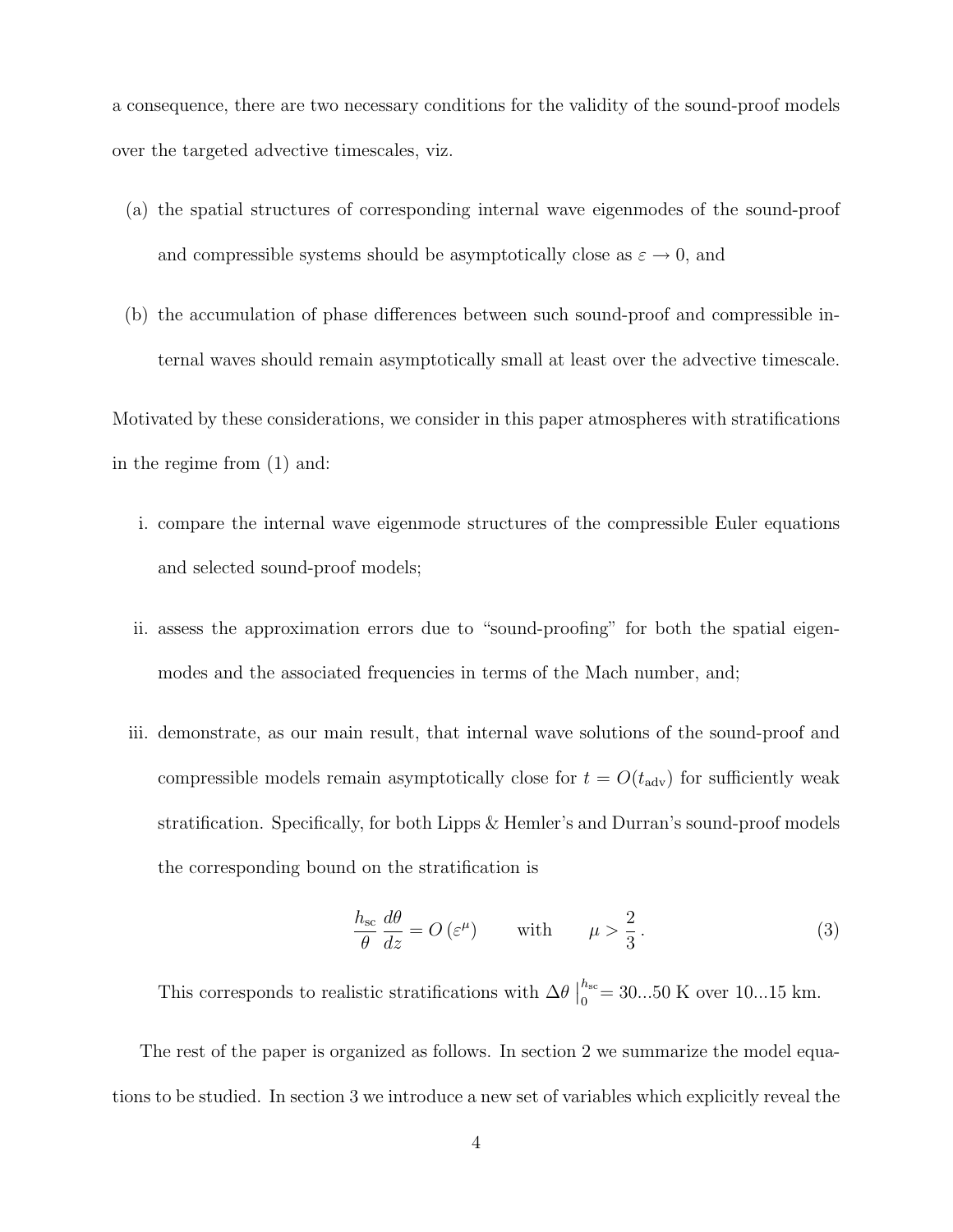a consequence, there are two necessary conditions for the validity of the sound-proof models over the targeted advective timescales, viz.

(a) the spatial structures of corresponding internal wave eigenmodes of the sound-proof and compressible systems should be asymptotically close as $\varepsilon \to 0$, and

(b) the accumulation of phase differences between such sound-proof and compressible internal waves should remain asymptotically small at least over the advective timescale.

Motivated by these considerations, we consider in this paper atmospheres with stratifications in the regime from (1) and:

i. compare the internal wave eigenmode structures of the compressible Euler equations and selected sound-proof models;

ii. assess the approximation errors due to "sound-proofing" for both the spatial eigenmodes and the associated frequencies in terms of the Mach number, and;

iii. demonstrate, as our main result, that internal wave solutions of the sound-proof and compressible models remain asymptotically close for $t = O(t_{\text{adv}})$ for sufficiently weak stratification. Specifically, for both Lipps & Hemler's and Durran's sound-proof models the corresponding bound on the stratification is

$$\frac{h_{\text{sc}}}{\theta}\frac{d\theta}{dz} = O\left(\varepsilon^{\mu}\right) \qquad \text{with} \qquad \mu > \frac{2}{3}\,. \tag{3}$$

This corresponds to realistic stratifications with $\Delta\theta\,\big|_0^{h_{\text{sc}}} = 30...50$ K over 10...15 km.

The rest of the paper is organized as follows. In section 2 we summarize the model equations to be studied. In section 3 we introduce a new set of variables which explicitly reveal the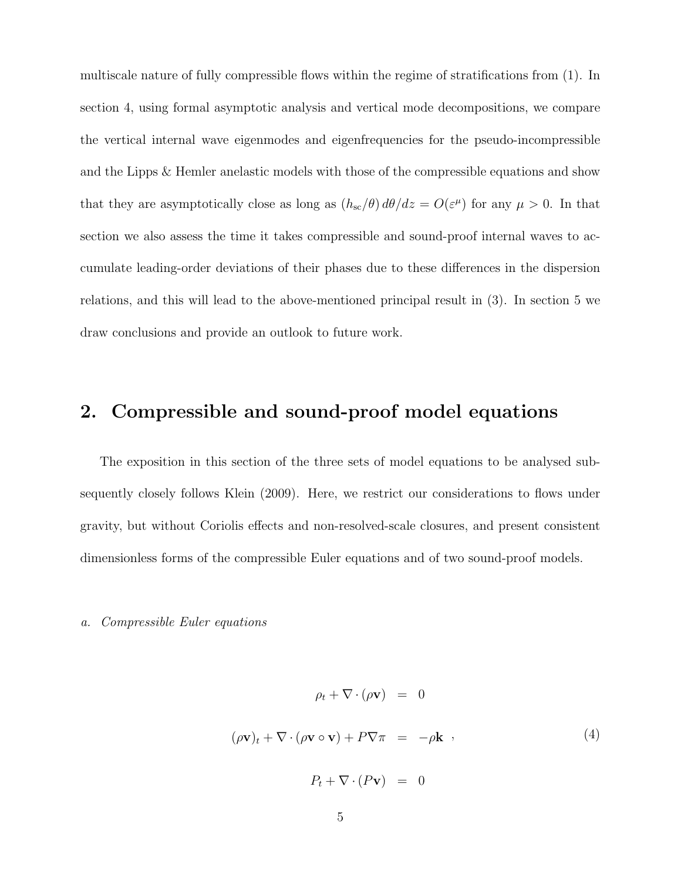multiscale nature of fully compressible flows within the regime of stratifications from (1). In section 4, using formal asymptotic analysis and vertical mode decompositions, we compare the vertical internal wave eigenmodes and eigenfrequencies for the pseudo-incompressible and the Lipps & Hemler anelastic models with those of the compressible equations and show that they are asymptotically close as long as $(h_{\rm sc}/\theta)\, d\theta/dz = O(\varepsilon^{\mu})$ for any $\mu > 0$. In that section we also assess the time it takes compressible and sound-proof internal waves to accumulate leading-order deviations of their phases due to these differences in the dispersion relations, and this will lead to the above-mentioned principal result in (3). In section 5 we draw conclusions and provide an outlook to future work.

## 2. Compressible and sound-proof model equations

The exposition in this section of the three sets of model equations to be analysed subsequently closely follows Klein (2009). Here, we restrict our considerations to flows under gravity, but without Coriolis effects and non-resolved-scale closures, and present consistent dimensionless forms of the compressible Euler equations and of two sound-proof models.

*a. Compressible Euler equations*

$$
\begin{aligned}
\rho_t + \nabla \cdot (\rho \mathbf{v}) &= 0 \\
(\rho \mathbf{v})_t + \nabla \cdot (\rho \mathbf{v} \circ \mathbf{v}) + P \nabla \pi &= -\rho \mathbf{k} \ , \\
P_t + \nabla \cdot (P \mathbf{v}) &= 0
\end{aligned}
\tag{4}
$$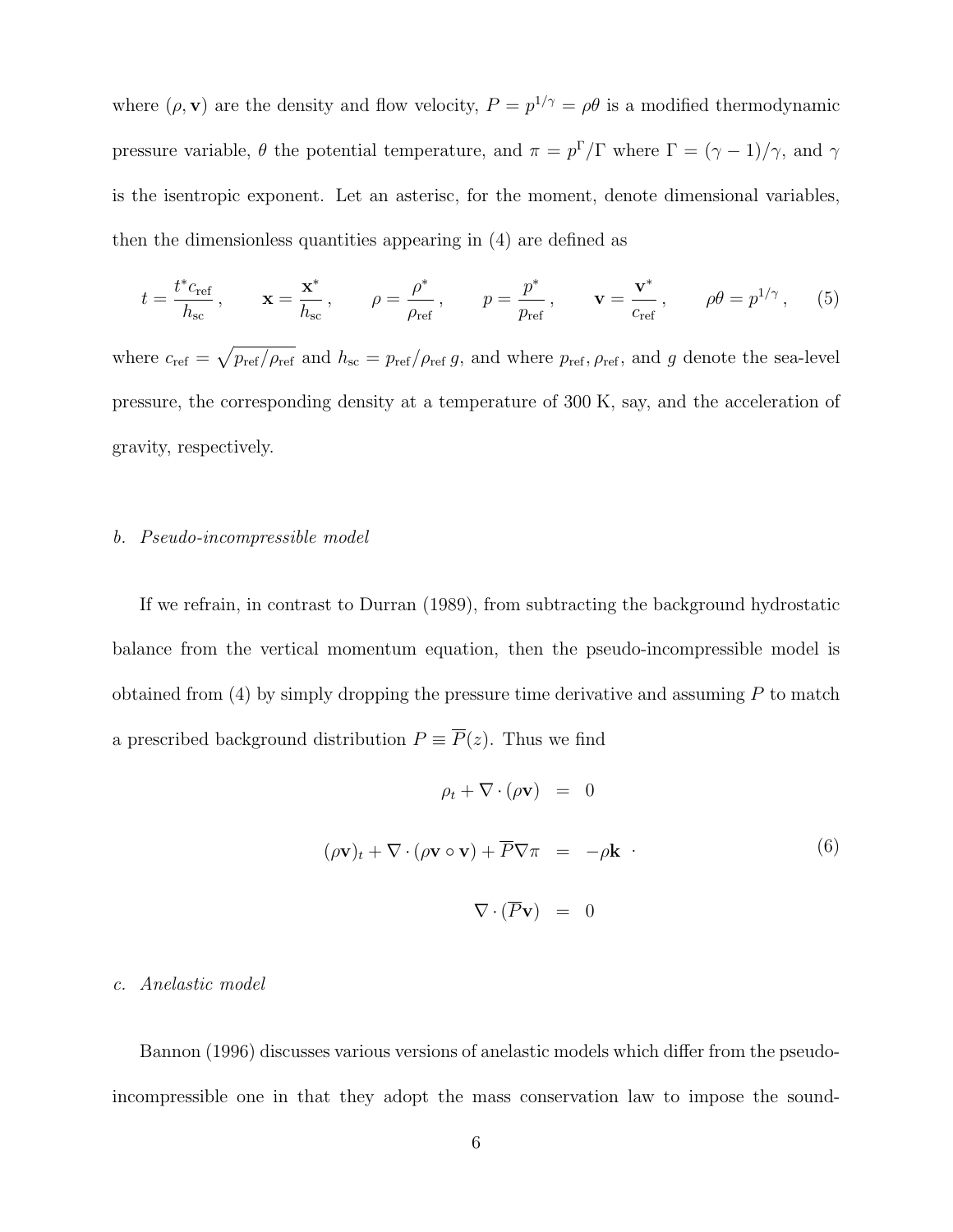where $(\rho, \mathbf{v})$ are the density and flow velocity, $P = p^{1/\gamma} = \rho\theta$ is a modified thermodynamic pressure variable, $\theta$ the potential temperature, and $\pi = p^{\Gamma}/\Gamma$ where $\Gamma = (\gamma - 1)/\gamma$, and $\gamma$ is the isentropic exponent. Let an asterisc, for the moment, denote dimensional variables, then the dimensionless quantities appearing in (4) are defined as

$$
t = \frac{t^* c_{\text{ref}}}{h_{\text{sc}}}\,, \qquad \mathbf{x} = \frac{\mathbf{x}^*}{h_{\text{sc}}}\,, \qquad \rho = \frac{\rho^*}{\rho_{\text{ref}}}\,, \qquad p = \frac{p^*}{p_{\text{ref}}}\,, \qquad \mathbf{v} = \frac{\mathbf{v}^*}{c_{\text{ref}}}\,, \qquad \rho\theta = p^{1/\gamma}\,, \tag{5}
$$

where $c_{\text{ref}} = \sqrt{p_{\text{ref}}/\rho_{\text{ref}}}$ and $h_{\text{sc}} = p_{\text{ref}}/\rho_{\text{ref}}\, g$, and where $p_{\text{ref}}, \rho_{\text{ref}}$, and $g$ denote the sea-level pressure, the corresponding density at a temperature of 300 K, say, and the acceleration of gravity, respectively.

### *b. Pseudo-incompressible model*

If we refrain, in contrast to Durran (1989), from subtracting the background hydrostatic balance from the vertical momentum equation, then the pseudo-incompressible model is obtained from (4) by simply dropping the pressure time derivative and assuming $P$ to match a prescribed background distribution $P \equiv \overline{P}(z)$. Thus we find

$$
\begin{aligned}
\rho_t + \nabla \cdot (\rho \mathbf{v}) &= 0 \\
(\rho \mathbf{v})_t + \nabla \cdot (\rho \mathbf{v} \circ \mathbf{v}) + \overline{P} \nabla \pi &= -\rho \mathbf{k} \;\; . \\
\nabla \cdot (\overline{P} \mathbf{v}) &= 0
\end{aligned}
\tag{6}
$$

### *c. Anelastic model*

Bannon (1996) discusses various versions of anelastic models which differ from the pseudo-incompressible one in that they adopt the mass conservation law to impose the sound-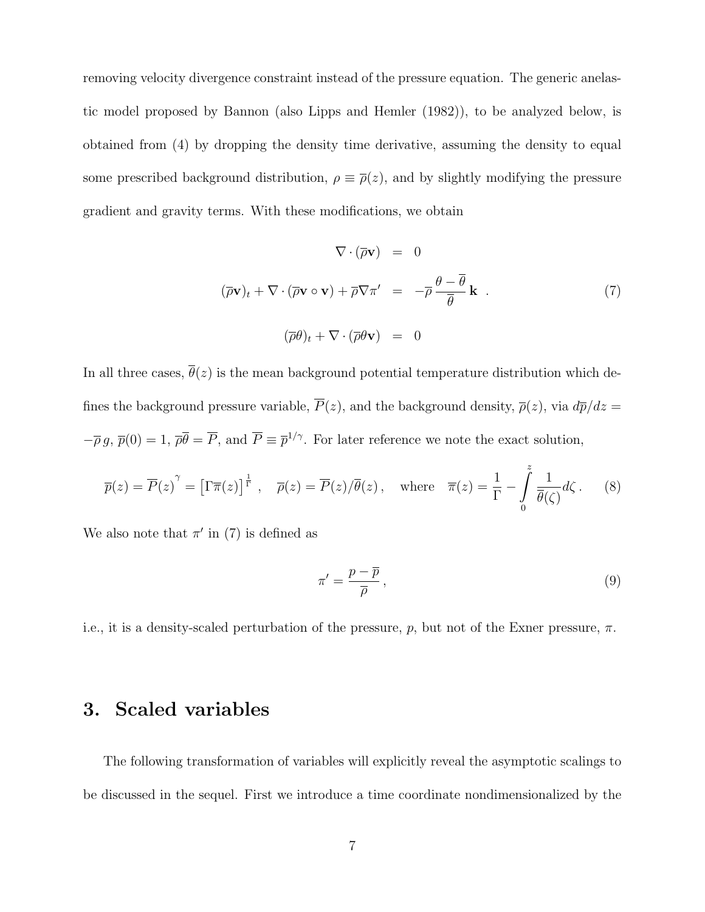removing velocity divergence constraint instead of the pressure equation. The generic anelastic model proposed by Bannon (also Lipps and Hemler (1982)), to be analyzed below, is obtained from (4) by dropping the density time derivative, assuming the density to equal some prescribed background distribution, $\rho \equiv \overline{\rho}(z)$, and by slightly modifying the pressure gradient and gravity terms. With these modifications, we obtain

$$
\begin{aligned}
\nabla \cdot (\overline{\rho}\mathbf{v}) &= 0 \\
(\overline{\rho}\mathbf{v})_t + \nabla \cdot (\overline{\rho}\mathbf{v} \circ \mathbf{v}) + \overline{\rho}\nabla\pi' &= -\overline{\rho}\,\frac{\theta - \overline{\theta}}{\overline{\theta}}\,\mathbf{k} \quad . \\
(\overline{\rho}\theta)_t + \nabla \cdot (\overline{\rho}\theta\mathbf{v}) &= 0
\end{aligned}
\tag{7}
$$

In all three cases, $\overline{\theta}(z)$ is the mean background potential temperature distribution which defines the background pressure variable, $\overline{P}(z)$, and the background density, $\overline{\rho}(z)$, via $d\overline{p}/dz = -\overline{\rho}\,g$, $\overline{p}(0) = 1$, $\overline{\rho}\overline{\theta} = \overline{P}$, and $\overline{P} \equiv \overline{p}^{1/\gamma}$. For later reference we note the exact solution,

$$
\overline{p}(z) = \overline{P}(z)^{\gamma} = \left[\Gamma\overline{\pi}(z)\right]^{\frac{1}{\Gamma}}\,, \quad \overline{\rho}(z) = \overline{P}(z)/\overline{\theta}(z)\,, \quad \text{where} \quad \overline{\pi}(z) = \frac{1}{\Gamma} - \int_{0}^{z} \frac{1}{\overline{\theta}(\zeta)}d\zeta\,. \tag{8}
$$

We also note that $\pi'$ in (7) is defined as

$$
\pi' = \frac{p - \overline{p}}{\overline{\rho}}\,, \tag{9}
$$

i.e., it is a density-scaled perturbation of the pressure, $p$, but not of the Exner pressure, $\pi$.

## 3. Scaled variables

The following transformation of variables will explicitly reveal the asymptotic scalings to be discussed in the sequel. First we introduce a time coordinate nondimensionalized by the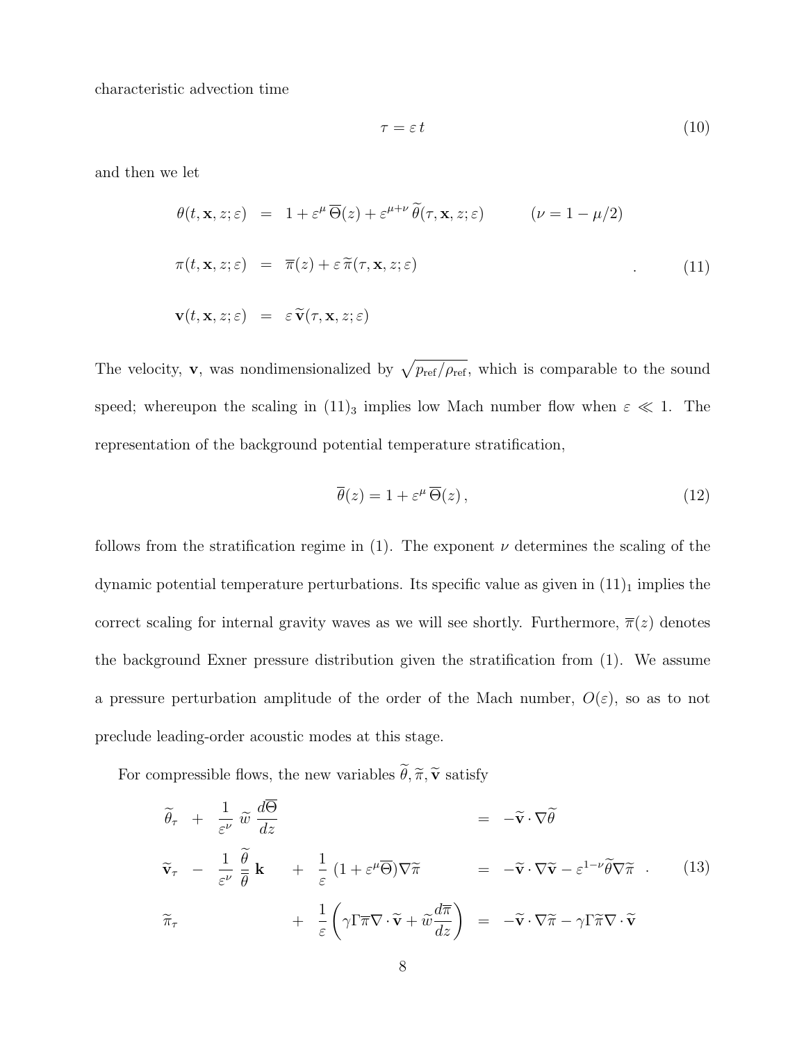characteristic advection time

$$\tau = \varepsilon\, t \tag{10}$$

and then we let

$$
\begin{aligned}
\theta(t, \mathbf{x}, z; \varepsilon) &= 1 + \varepsilon^{\mu}\, \overline{\Theta}(z) + \varepsilon^{\mu+\nu}\, \widetilde{\theta}(\tau, \mathbf{x}, z; \varepsilon) \qquad (\nu = 1 - \mu/2) \\
\pi(t, \mathbf{x}, z; \varepsilon) &= \overline{\pi}(z) + \varepsilon\, \widetilde{\pi}(\tau, \mathbf{x}, z; \varepsilon) \\
\mathbf{v}(t, \mathbf{x}, z; \varepsilon) &= \varepsilon\, \widetilde{\mathbf{v}}(\tau, \mathbf{x}, z; \varepsilon)
\end{aligned} \quad . \tag{11}
$$

The velocity, $\mathbf{v}$, was nondimensionalized by $\sqrt{p_{\text{ref}}/\rho_{\text{ref}}}$, which is comparable to the sound speed; whereupon the scaling in $(11)_3$ implies low Mach number flow when $\varepsilon \ll 1$. The representation of the background potential temperature stratification,

$$\overline{\theta}(z) = 1 + \varepsilon^{\mu}\, \overline{\Theta}(z)\,, \tag{12}$$

follows from the stratification regime in (1). The exponent $\nu$ determines the scaling of the dynamic potential temperature perturbations. Its specific value as given in $(11)_1$ implies the correct scaling for internal gravity waves as we will see shortly. Furthermore, $\overline{\pi}(z)$ denotes the background Exner pressure distribution given the stratification from (1). We assume a pressure perturbation amplitude of the order of the Mach number, $O(\varepsilon)$, so as to not preclude leading-order acoustic modes at this stage.

For compressible flows, the new variables $\widetilde{\theta}, \widetilde{\pi}, \widetilde{\mathbf{v}}$ satisfy

$$
\begin{aligned}
\widetilde{\theta}_{\tau} \;+\; \frac{1}{\varepsilon^{\nu}}\, \widetilde{w}\, \frac{d\overline{\Theta}}{dz} & &= -\widetilde{\mathbf{v}} \cdot \nabla \widetilde{\theta} \\
\widetilde{\mathbf{v}}_{\tau} \;-\; \frac{1}{\varepsilon^{\nu}}\, \frac{\widetilde{\theta}}{\overline{\theta}}\, \mathbf{k} \;&+\; \frac{1}{\varepsilon}\, (1 + \varepsilon^{\mu} \overline{\Theta}) \nabla \widetilde{\pi} &= -\widetilde{\mathbf{v}} \cdot \nabla \widetilde{\mathbf{v}} - \varepsilon^{1-\nu} \widetilde{\theta} \nabla \widetilde{\pi} \\
\widetilde{\pi}_{\tau} \;&+\; \frac{1}{\varepsilon} \left( \gamma \Gamma \overline{\pi} \nabla \cdot \widetilde{\mathbf{v}} + \widetilde{w} \frac{d\overline{\pi}}{dz} \right) &= -\widetilde{\mathbf{v}} \cdot \nabla \widetilde{\pi} - \gamma \Gamma \widetilde{\pi} \nabla \cdot \widetilde{\mathbf{v}}
\end{aligned} \quad . \tag{13}
$$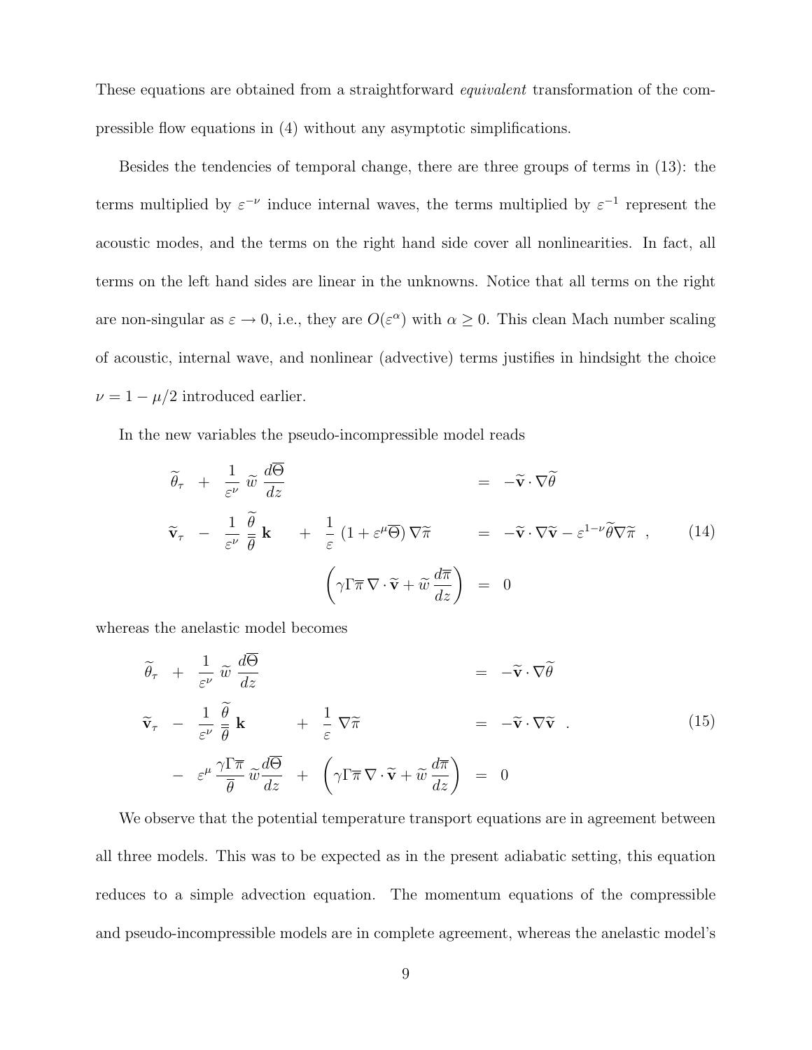These equations are obtained from a straightforward *equivalent* transformation of the compressible flow equations in (4) without any asymptotic simplifications.

Besides the tendencies of temporal change, there are three groups of terms in (13): the terms multiplied by $\varepsilon^{-\nu}$ induce internal waves, the terms multiplied by $\varepsilon^{-1}$ represent the acoustic modes, and the terms on the right hand side cover all nonlinearities. In fact, all terms on the left hand sides are linear in the unknowns. Notice that all terms on the right are non-singular as $\varepsilon \to 0$, i.e., they are $O(\varepsilon^{\alpha})$ with $\alpha \geq 0$. This clean Mach number scaling of acoustic, internal wave, and nonlinear (advective) terms justifies in hindsight the choice $\nu = 1 - \mu/2$ introduced earlier.

In the new variables the pseudo-incompressible model reads

$$
\begin{aligned}
\widetilde{\theta}_{\tau} \;+\; \frac{1}{\varepsilon^{\nu}}\,\widetilde{w}\,\frac{d\overline{\Theta}}{dz} \qquad\qquad\qquad\qquad\qquad\qquad &= -\widetilde{\mathbf{v}}\cdot\nabla\widetilde{\theta} \\
\widetilde{\mathbf{v}}_{\tau} \;-\; \frac{1}{\varepsilon^{\nu}}\,\frac{\widetilde{\theta}}{\overline{\overline{\theta}}}\,\mathbf{k} \;+\; \frac{1}{\varepsilon}\,(1+\varepsilon^{\mu}\overline{\Theta})\,\nabla\widetilde{\pi} \qquad &= -\widetilde{\mathbf{v}}\cdot\nabla\widetilde{\mathbf{v}} - \varepsilon^{1-\nu}\widetilde{\theta}\nabla\widetilde{\pi}\;, \\
\left(\gamma\Gamma\overline{\pi}\,\nabla\cdot\widetilde{\mathbf{v}} + \widetilde{w}\,\frac{d\overline{\pi}}{dz}\right) &= 0
\end{aligned}
\tag{14}
$$

whereas the anelastic model becomes

$$
\begin{aligned}
\widetilde{\theta}_{\tau} \;+\; \frac{1}{\varepsilon^{\nu}}\,\widetilde{w}\,\frac{d\overline{\Theta}}{dz} \qquad\qquad\qquad\qquad\qquad &= -\widetilde{\mathbf{v}}\cdot\nabla\widetilde{\theta} \\
\widetilde{\mathbf{v}}_{\tau} \;-\; \frac{1}{\varepsilon^{\nu}}\,\frac{\widetilde{\theta}}{\overline{\theta}}\,\mathbf{k} \;+\; \frac{1}{\varepsilon}\,\nabla\widetilde{\pi} \qquad\qquad &= -\widetilde{\mathbf{v}}\cdot\nabla\widetilde{\mathbf{v}}\;. \\
-\;\varepsilon^{\mu}\,\frac{\gamma\Gamma\overline{\pi}}{\overline{\theta}}\,\widetilde{w}\frac{d\overline{\Theta}}{dz} \;+\; \left(\gamma\Gamma\overline{\pi}\,\nabla\cdot\widetilde{\mathbf{v}} + \widetilde{w}\,\frac{d\overline{\pi}}{dz}\right) &= 0
\end{aligned}
\tag{15}
$$

We observe that the potential temperature transport equations are in agreement between all three models. This was to be expected as in the present adiabatic setting, this equation reduces to a simple advection equation. The momentum equations of the compressible and pseudo-incompressible models are in complete agreement, whereas the anelastic model's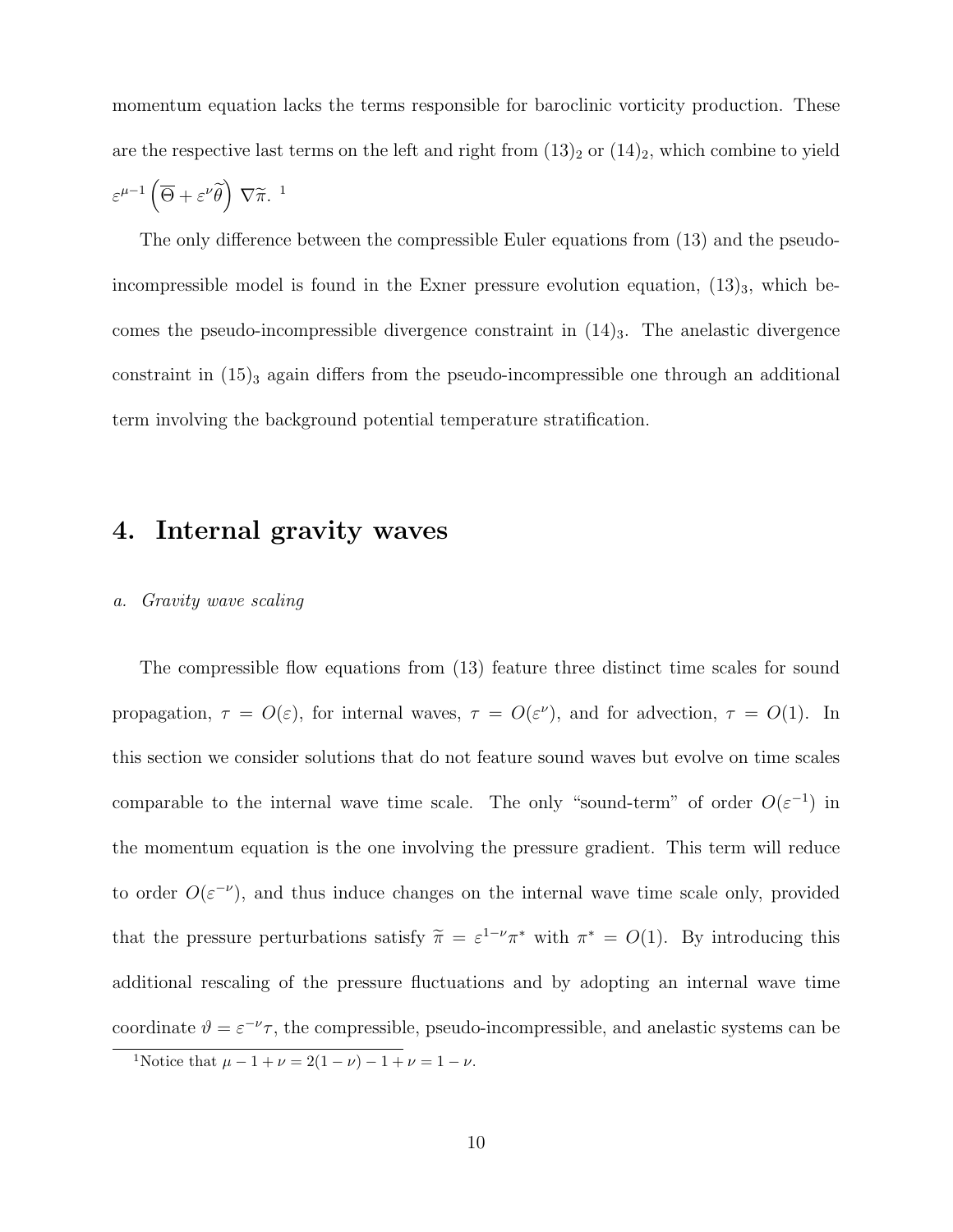momentum equation lacks the terms responsible for baroclinic vorticity production. These are the respective last terms on the left and right from $(13)_2$ or $(14)_2$, which combine to yield $\varepsilon^{\mu-1}\left(\overline{\Theta} + \varepsilon^{\nu}\widetilde{\theta}\right)\nabla\widetilde{\pi}$. [1]

The only difference between the compressible Euler equations from (13) and the pseudo-incompressible model is found in the Exner pressure evolution equation, $(13)_3$, which becomes the pseudo-incompressible divergence constraint in $(14)_3$. The anelastic divergence constraint in $(15)_3$ again differs from the pseudo-incompressible one through an additional term involving the background potential temperature stratification.

# 4. Internal gravity waves

*a. Gravity wave scaling*

The compressible flow equations from (13) feature three distinct time scales for sound propagation, $\tau = O(\varepsilon)$, for internal waves, $\tau = O(\varepsilon^{\nu})$, and for advection, $\tau = O(1)$. In this section we consider solutions that do not feature sound waves but evolve on time scales comparable to the internal wave time scale. The only "sound-term" of order $O(\varepsilon^{-1})$ in the momentum equation is the one involving the pressure gradient. This term will reduce to order $O(\varepsilon^{-\nu})$, and thus induce changes on the internal wave time scale only, provided that the pressure perturbations satisfy $\widetilde{\pi} = \varepsilon^{1-\nu}\pi^*$ with $\pi^* = O(1)$. By introducing this additional rescaling of the pressure fluctuations and by adopting an internal wave time coordinate $\vartheta = \varepsilon^{-\nu}\tau$, the compressible, pseudo-incompressible, and anelastic systems can be

[1] Notice that $\mu - 1 + \nu = 2(1-\nu) - 1 + \nu = 1 - \nu$.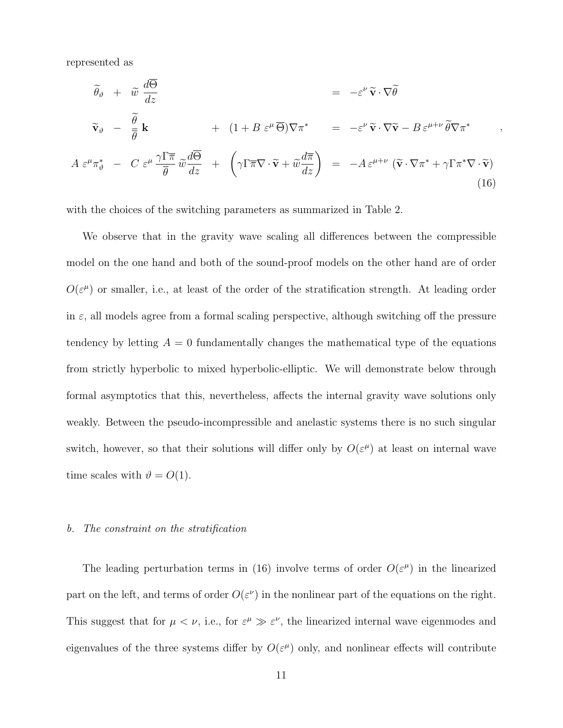represented as

$$
\begin{array}{rcccl}
\widetilde{\theta}_{\vartheta} & + & \widetilde{w}\,\dfrac{d\overline{\Theta}}{dz} & & = -\varepsilon^{\nu}\,\widetilde{\mathbf{v}}\cdot\nabla\widetilde{\theta} \\[2ex]
\widetilde{\mathbf{v}}_{\vartheta} & - & \dfrac{\widetilde{\theta}}{\overline{\overline{\theta}}}\,\mathbf{k} & + \ (1 + B\,\varepsilon^{\mu}\,\overline{\Theta})\nabla\pi^{*} & = -\varepsilon^{\nu}\,\widetilde{\mathbf{v}}\cdot\nabla\widetilde{\mathbf{v}} - B\,\varepsilon^{\mu+\nu}\,\widetilde{\theta}\nabla\pi^{*} \\[2ex]
A\,\varepsilon^{\mu}\pi^{*}_{\vartheta} & - & C\,\varepsilon^{\mu}\,\dfrac{\gamma\Gamma\overline{\pi}}{\overline{\theta}}\,\widetilde{w}\dfrac{d\overline{\Theta}}{dz} & + \ \left(\gamma\Gamma\overline{\pi}\nabla\cdot\widetilde{\mathbf{v}} + \widetilde{w}\dfrac{d\overline{\pi}}{dz}\right) & = -A\,\varepsilon^{\mu+\nu}\,\left(\widetilde{\mathbf{v}}\cdot\nabla\pi^{*} + \gamma\Gamma\pi^{*}\nabla\cdot\widetilde{\mathbf{v}}\right)
\end{array}
\tag{16}
$$

with the choices of the switching parameters as summarized in Table 2.

We observe that in the gravity wave scaling all differences between the compressible model on the one hand and both of the sound-proof models on the other hand are of order $O(\varepsilon^{\mu})$ or smaller, i.e., at least of the order of the stratification strength. At leading order in $\varepsilon$, all models agree from a formal scaling perspective, although switching off the pressure tendency by letting $A = 0$ fundamentally changes the mathematical type of the equations from strictly hyperbolic to mixed hyperbolic-elliptic. We will demonstrate below through formal asymptotics that this, nevertheless, affects the internal gravity wave solutions only weakly. Between the pseudo-incompressible and anelastic systems there is no such singular switch, however, so that their solutions will differ only by $O(\varepsilon^{\mu})$ at least on internal wave time scales with $\vartheta = O(1)$.

*b. The constraint on the stratification*

The leading perturbation terms in (16) involve terms of order $O(\varepsilon^{\mu})$ in the linearized part on the left, and terms of order $O(\varepsilon^{\nu})$ in the nonlinear part of the equations on the right. This suggest that for $\mu < \nu$, i.e., for $\varepsilon^{\mu} \gg \varepsilon^{\nu}$, the linearized internal wave eigenmodes and eigenvalues of the three systems differ by $O(\varepsilon^{\mu})$ only, and nonlinear effects will contribute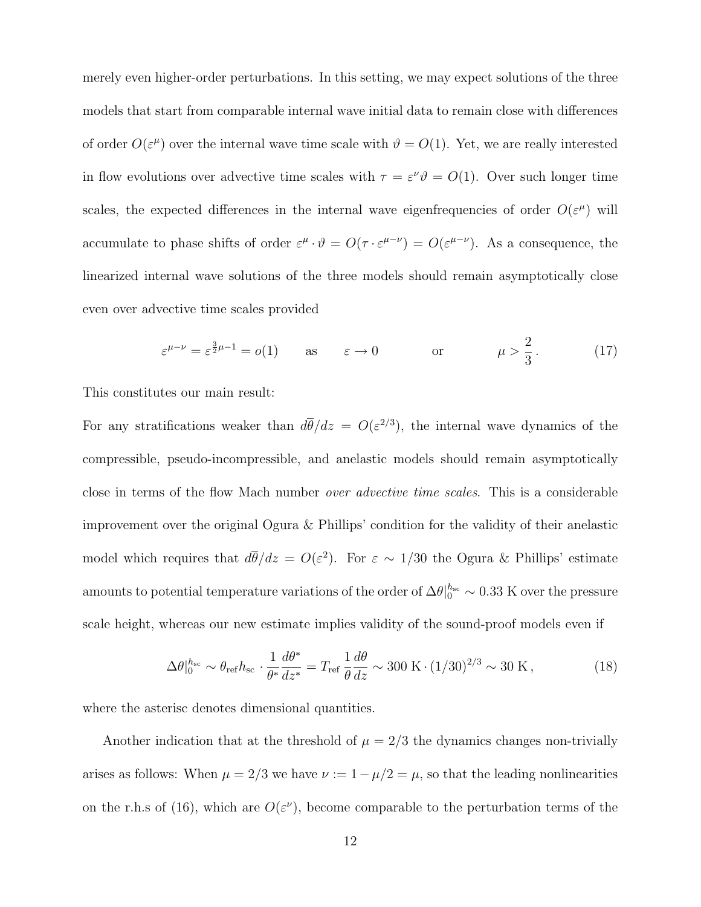merely even higher-order perturbations. In this setting, we may expect solutions of the three models that start from comparable internal wave initial data to remain close with differences of order $O(\varepsilon^{\mu})$ over the internal wave time scale with $\vartheta = O(1)$. Yet, we are really interested in flow evolutions over advective time scales with $\tau = \varepsilon^{\nu}\vartheta = O(1)$. Over such longer time scales, the expected differences in the internal wave eigenfrequencies of order $O(\varepsilon^{\mu})$ will accumulate to phase shifts of order $\varepsilon^{\mu} \cdot \vartheta = O(\tau \cdot \varepsilon^{\mu-\nu}) = O(\varepsilon^{\mu-\nu})$. As a consequence, the linearized internal wave solutions of the three models should remain asymptotically close even over advective time scales provided

$$\varepsilon^{\mu-\nu} = \varepsilon^{\frac{3}{2}\mu-1} = o(1) \qquad \text{as} \qquad \varepsilon \to 0 \qquad\qquad \text{or} \qquad\qquad \mu > \frac{2}{3}\,. \tag{17}$$

This constitutes our main result:

For any stratifications weaker than $d\overline{\theta}/dz = O(\varepsilon^{2/3})$, the internal wave dynamics of the compressible, pseudo-incompressible, and anelastic models should remain asymptotically close in terms of the flow Mach number *over advective time scales.* This is a considerable improvement over the original Ogura & Phillips' condition for the validity of their anelastic model which requires that $d\overline{\theta}/dz = O(\varepsilon^{2})$. For $\varepsilon \sim 1/30$ the Ogura & Phillips' estimate amounts to potential temperature variations of the order of $\Delta\theta|_0^{h_{\rm sc}} \sim 0.33$ K over the pressure scale height, whereas our new estimate implies validity of the sound-proof models even if

$$\Delta\theta|_0^{h_{\rm sc}} \sim \theta_{\rm ref} h_{\rm sc} \cdot \frac{1}{\theta^*}\frac{d\theta^*}{dz^*} = T_{\rm ref}\, \frac{1}{\theta}\frac{d\theta}{dz} \sim 300\ \text{K} \cdot (1/30)^{2/3} \sim 30\ \text{K}\,, \tag{18}$$

where the asterisc denotes dimensional quantities.

Another indication that at the threshold of $\mu = 2/3$ the dynamics changes non-trivially arises as follows: When $\mu = 2/3$ we have $\nu := 1 - \mu/2 = \mu$, so that the leading nonlinearities on the r.h.s of (16), which are $O(\varepsilon^{\nu})$, become comparable to the perturbation terms of the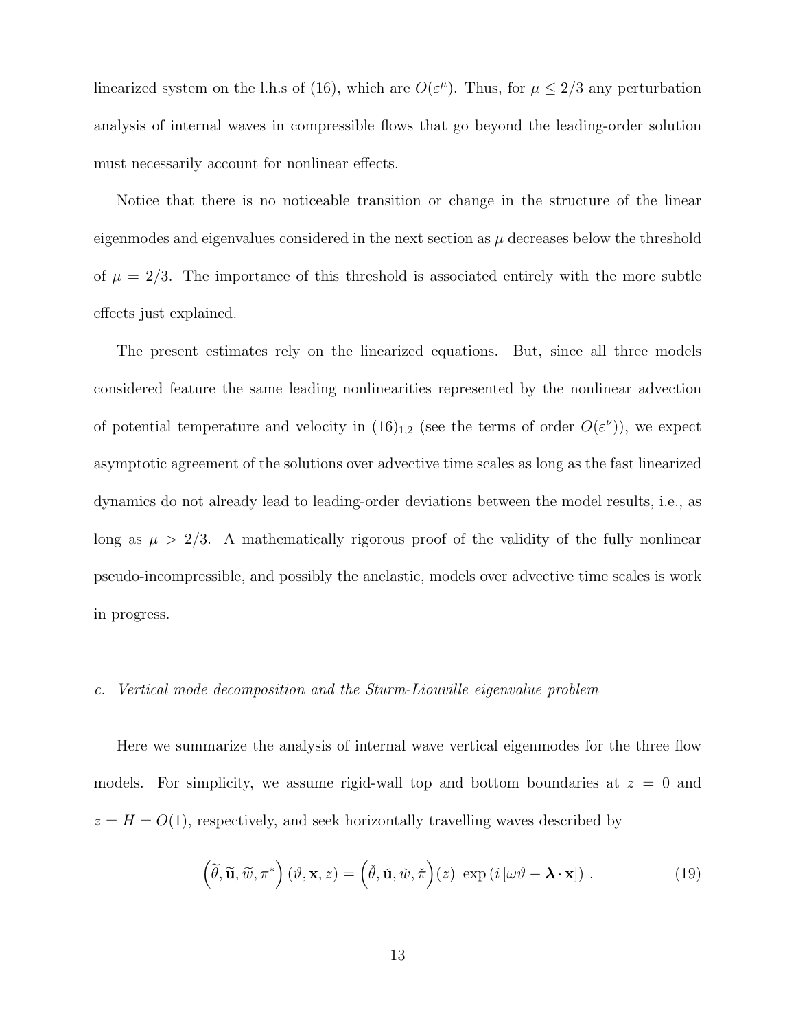linearized system on the l.h.s of (16), which are $O(\varepsilon^{\mu})$. Thus, for $\mu \leq 2/3$ any perturbation analysis of internal waves in compressible flows that go beyond the leading-order solution must necessarily account for nonlinear effects.

Notice that there is no noticeable transition or change in the structure of the linear eigenmodes and eigenvalues considered in the next section as $\mu$ decreases below the threshold of $\mu = 2/3$. The importance of this threshold is associated entirely with the more subtle effects just explained.

The present estimates rely on the linearized equations. But, since all three models considered feature the same leading nonlinearities represented by the nonlinear advection of potential temperature and velocity in $(16)_{1,2}$ (see the terms of order $O(\varepsilon^{\nu})$), we expect asymptotic agreement of the solutions over advective time scales as long as the fast linearized dynamics do not already lead to leading-order deviations between the model results, i.e., as long as $\mu > 2/3$. A mathematically rigorous proof of the validity of the fully nonlinear pseudo-incompressible, and possibly the anelastic, models over advective time scales is work in progress.

### *c. Vertical mode decomposition and the Sturm-Liouville eigenvalue problem*

Here we summarize the analysis of internal wave vertical eigenmodes for the three flow models. For simplicity, we assume rigid-wall top and bottom boundaries at $z = 0$ and $z = H = O(1)$, respectively, and seek horizontally travelling waves described by

$$\left(\widetilde{\theta}, \widetilde{\mathbf{u}}, \widetilde{w}, \pi^{*}\right)(\vartheta, \mathbf{x}, z) = \left(\breve{\theta}, \breve{\mathbf{u}}, \breve{w}, \breve{\pi}\right)(z) \; \exp\left(i\left[\omega\vartheta - \boldsymbol{\lambda}\cdot\mathbf{x}\right]\right) . \tag{19}$$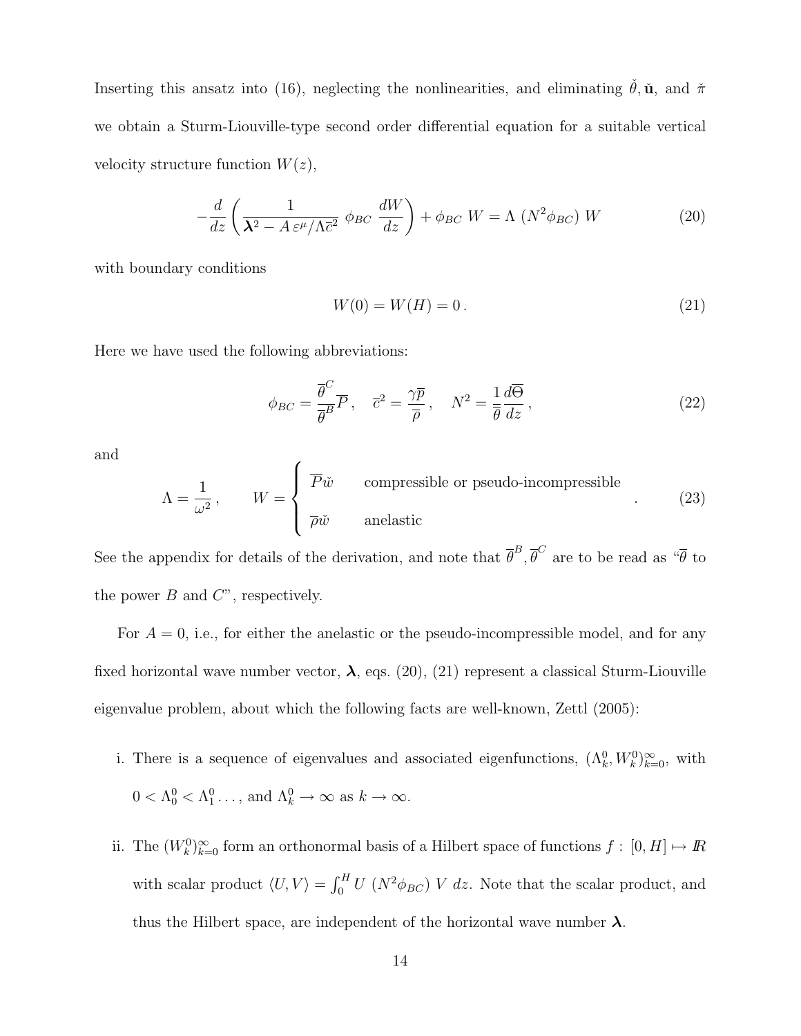Inserting this ansatz into (16), neglecting the nonlinearities, and eliminating $\breve{\theta}, \breve{\mathbf{u}}$, and $\breve{\pi}$ we obtain a Sturm-Liouville-type second order differential equation for a suitable vertical velocity structure function $W(z)$,

$$
-\frac{d}{dz}\left(\frac{1}{\boldsymbol{\lambda}^2 - A\,\varepsilon^\mu/\Lambda\overline{c}^2}\;\phi_{BC}\;\frac{dW}{dz}\right) + \phi_{BC}\;W = \Lambda\;(N^2\phi_{BC})\;W \tag{20}
$$

with boundary conditions

$$
W(0) = W(H) = 0\,. \tag{21}
$$

Here we have used the following abbreviations:

$$
\phi_{BC} = \frac{\overline{\theta}^C}{\overline{\theta}^B}\overline{P}\,, \quad \overline{c}^2 = \frac{\gamma\overline{p}}{\overline{\rho}}\,, \quad N^2 = \frac{1}{\overline{\overline{\theta}}}\frac{d\overline{\Theta}}{dz}\,, \tag{22}
$$

and

$$
\Lambda = \frac{1}{\omega^2}\,, \qquad W = \begin{cases} \overline{P}\breve{w} & \text{compressible or pseudo-incompressible} \\ \overline{\rho}\breve{w} & \text{anelastic} \end{cases}\,. \tag{23}
$$

See the appendix for details of the derivation, and note that $\overline{\theta}^B, \overline{\theta}^C$ are to be read as "$\overline{\theta}$ to the power $B$ and $C$", respectively.

For $A = 0$, i.e., for either the anelastic or the pseudo-incompressible model, and for any fixed horizontal wave number vector, $\boldsymbol{\lambda}$, eqs. (20), (21) represent a classical Sturm-Liouville eigenvalue problem, about which the following facts are well-known, Zettl (2005):

i. There is a sequence of eigenvalues and associated eigenfunctions, $(\Lambda_k^0, W_k^0)_{k=0}^\infty$, with $0 < \Lambda_0^0 < \Lambda_1^0 \ldots$, and $\Lambda_k^0 \to \infty$ as $k \to \infty$.

ii. The $(W_k^0)_{k=0}^\infty$ form an orthonormal basis of a Hilbert space of functions $f : [0, H] \mapsto I\!R$ with scalar product $\langle U, V\rangle = \int_0^H U\;(N^2\phi_{BC})\;V\;dz$. Note that the scalar product, and thus the Hilbert space, are independent of the horizontal wave number $\boldsymbol{\lambda}$.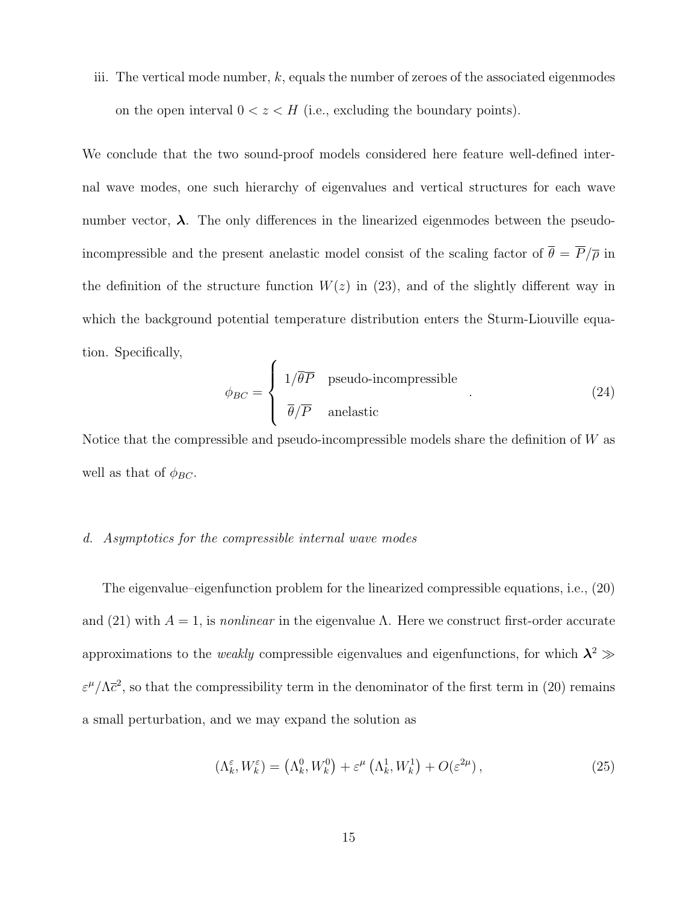iii. The vertical mode number, $k$, equals the number of zeroes of the associated eigenmodes on the open interval $0 < z < H$ (i.e., excluding the boundary points).

We conclude that the two sound-proof models considered here feature well-defined internal wave modes, one such hierarchy of eigenvalues and vertical structures for each wave number vector, $\boldsymbol{\lambda}$. The only differences in the linearized eigenmodes between the pseudo-incompressible and the present anelastic model consist of the scaling factor of $\overline{\theta} = \overline{P}/\overline{\rho}$ in the definition of the structure function $W(z)$ in (23), and of the slightly different way in which the background potential temperature distribution enters the Sturm-Liouville equation. Specifically,

$$
\phi_{BC} = \begin{cases} 1/\overline{\theta}\overline{P} & \text{pseudo-incompressible} \\ \overline{\theta}/\overline{P} & \text{anelastic} \end{cases} . \tag{24}
$$

Notice that the compressible and pseudo-incompressible models share the definition of $W$ as well as that of $\phi_{BC}$.

#### *d. Asymptotics for the compressible internal wave modes*

The eigenvalue–eigenfunction problem for the linearized compressible equations, i.e., (20) and (21) with $A = 1$, is *nonlinear* in the eigenvalue $\Lambda$. Here we construct first-order accurate approximations to the *weakly* compressible eigenvalues and eigenfunctions, for which $\boldsymbol{\lambda}^2 \gg \varepsilon^\mu/\Lambda\overline{c}^2$, so that the compressibility term in the denominator of the first term in (20) remains a small perturbation, and we may expand the solution as

$$
\left(\Lambda_k^\varepsilon, W_k^\varepsilon\right) = \left(\Lambda_k^0, W_k^0\right) + \varepsilon^\mu \left(\Lambda_k^1, W_k^1\right) + O(\varepsilon^{2\mu}) \,, \tag{25}
$$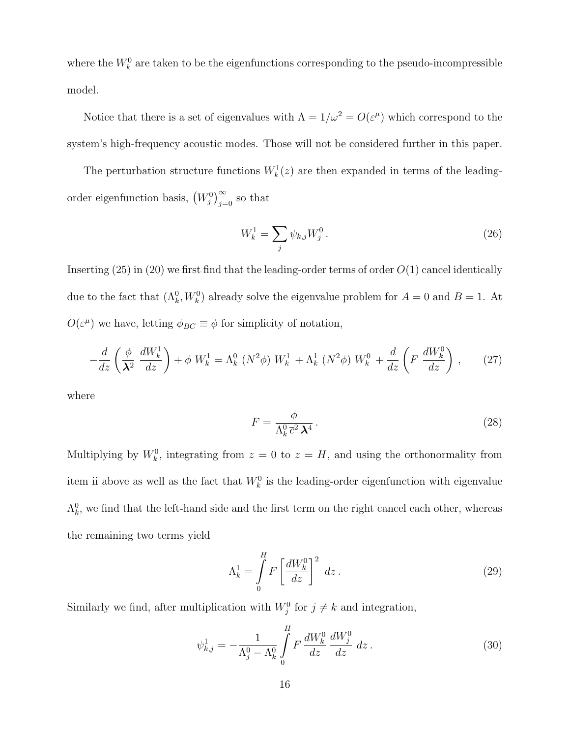where the $W_k^0$ are taken to be the eigenfunctions corresponding to the pseudo-incompressible model.

Notice that there is a set of eigenvalues with $\Lambda = 1/\omega^2 = O(\varepsilon^\mu)$ which correspond to the system's high-frequency acoustic modes. Those will not be considered further in this paper.

The perturbation structure functions $W_k^1(z)$ are then expanded in terms of the leading-order eigenfunction basis, $\left(W_j^0\right)_{j=0}^{\infty}$ so that

$$
W_k^1 = \sum_j \psi_{k,j} W_j^0 \, . \tag{26}
$$

Inserting (25) in (20) we first find that the leading-order terms of order $O(1)$ cancel identically due to the fact that $(\Lambda_k^0, W_k^0)$ already solve the eigenvalue problem for $A = 0$ and $B = 1$. At $O(\varepsilon^\mu)$ we have, letting $\phi_{BC} \equiv \phi$ for simplicity of notation,

$$
-\frac{d}{dz}\left(\frac{\phi}{\boldsymbol{\lambda}^2}\,\frac{dW_k^1}{dz}\right) + \phi\; W_k^1 = \Lambda_k^0\;(N^2\phi)\; W_k^1\; + \Lambda_k^1\;(N^2\phi)\; W_k^0\; + \frac{d}{dz}\left(F\;\frac{dW_k^0}{dz}\right)\,, \tag{27}
$$

where

$$
F = \frac{\phi}{\Lambda_k^0\,\bar{c}^2\,\boldsymbol{\lambda}^4}\,. \tag{28}
$$

Multiplying by $W_k^0$, integrating from $z = 0$ to $z = H$, and using the orthonormality from item ii above as well as the fact that $W_k^0$ is the leading-order eigenfunction with eigenvalue $\Lambda_k^0$, we find that the left-hand side and the first term on the right cancel each other, whereas the remaining two terms yield

$$
\Lambda_k^1 = \int_0^H F\left[\frac{dW_k^0}{dz}\right]^2\, dz\,. \tag{29}
$$

Similarly we find, after multiplication with $W_j^0$ for $j \neq k$ and integration,

$$
\psi_{k,j}^1 = -\frac{1}{\Lambda_j^0 - \Lambda_k^0}\int_0^H F\,\frac{dW_k^0}{dz}\,\frac{dW_j^0}{dz}\, dz\,. \tag{30}
$$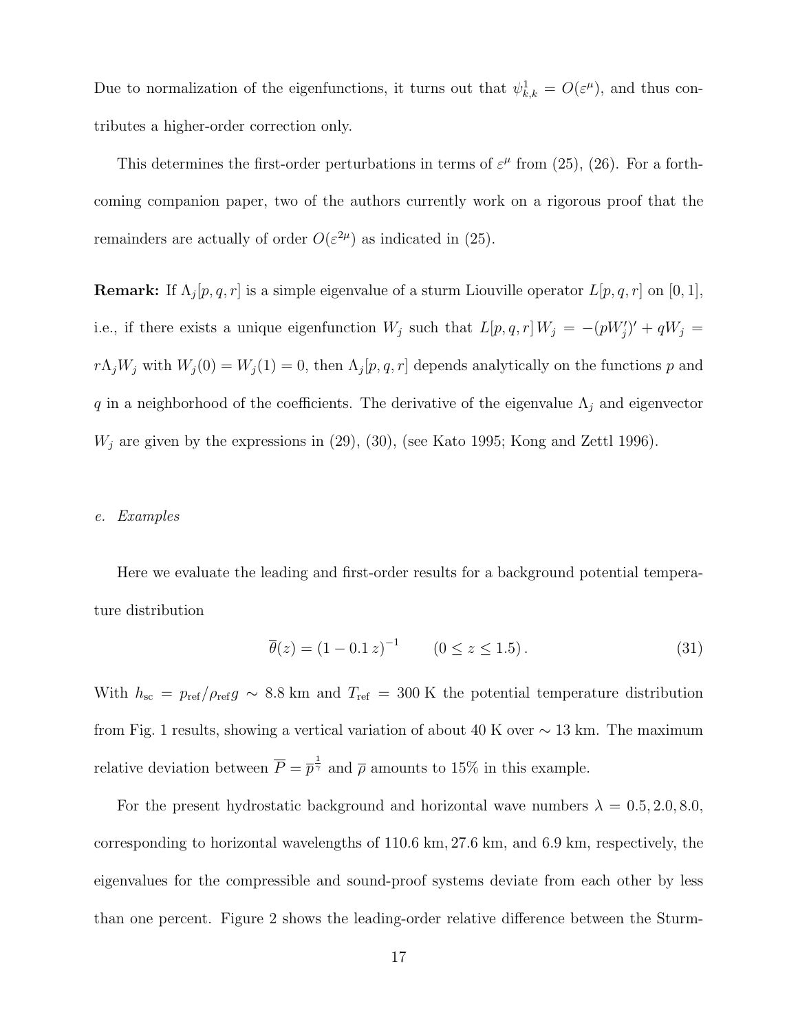Due to normalization of the eigenfunctions, it turns out that $\psi^1_{k,k} = O(\varepsilon^\mu)$, and thus contributes a higher-order correction only.

This determines the first-order perturbations in terms of $\varepsilon^\mu$ from (25), (26). For a forthcoming companion paper, two of the authors currently work on a rigorous proof that the remainders are actually of order $O(\varepsilon^{2\mu})$ as indicated in (25).

**Remark:** If $\Lambda_j[p, q, r]$ is a simple eigenvalue of a sturm Liouville operator $L[p, q, r]$ on $[0, 1]$, i.e., if there exists a unique eigenfunction $W_j$ such that $L[p, q, r]\, W_j = -(pW_j')' + qW_j = r\Lambda_j W_j$ with $W_j(0) = W_j(1) = 0$, then $\Lambda_j[p, q, r]$ depends analytically on the functions $p$ and $q$ in a neighborhood of the coefficients. The derivative of the eigenvalue $\Lambda_j$ and eigenvector $W_j$ are given by the expressions in (29), (30), (see Kato 1995; Kong and Zettl 1996).

*e. Examples*

Here we evaluate the leading and first-order results for a background potential temperature distribution

$$\overline{\theta}(z) = (1 - 0.1\, z)^{-1} \qquad (0 \leq z \leq 1.5)\,. \tag{31}$$

With $h_{\rm sc} = p_{\rm ref}/\rho_{\rm ref}\, g \sim 8.8$ km and $T_{\rm ref} = 300$ K the potential temperature distribution from Fig. 1 results, showing a vertical variation of about 40 K over $\sim 13$ km. The maximum relative deviation between $\overline{P} = \overline{p}^{\frac{1}{\gamma}}$ and $\overline{\rho}$ amounts to 15% in this example.

For the present hydrostatic background and horizontal wave numbers $\lambda = 0.5, 2.0, 8.0$, corresponding to horizontal wavelengths of $110.6$ km, $27.6$ km, and $6.9$ km, respectively, the eigenvalues for the compressible and sound-proof systems deviate from each other by less than one percent. Figure 2 shows the leading-order relative difference between the Sturm-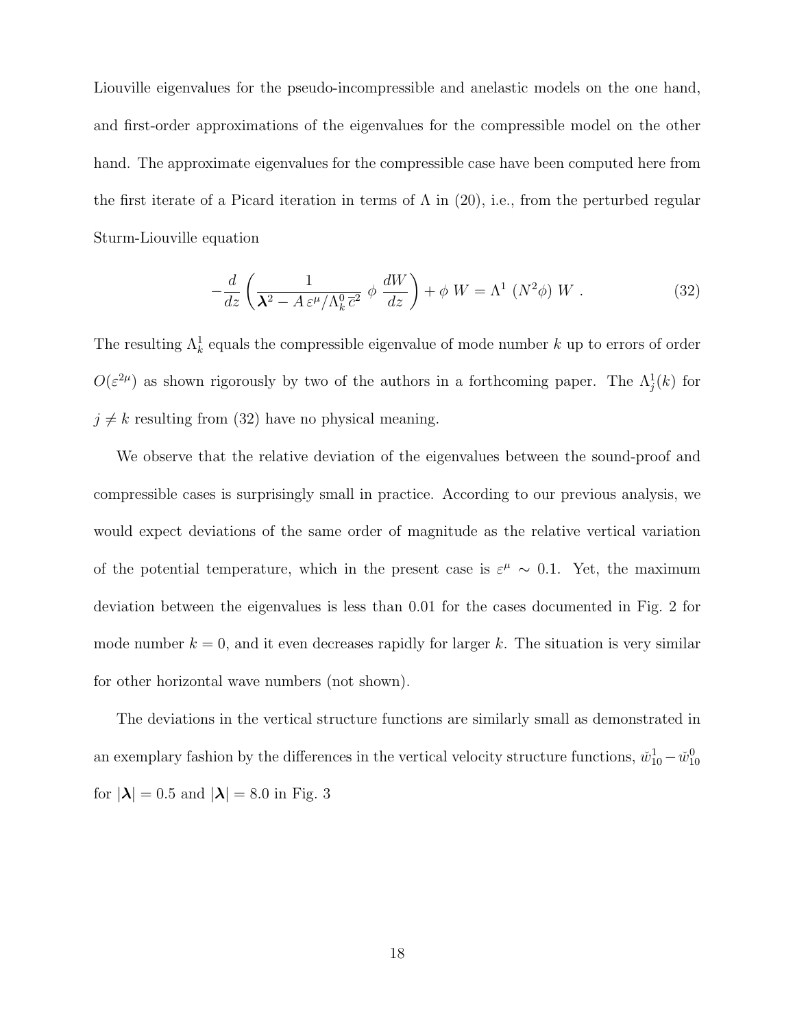Liouville eigenvalues for the pseudo-incompressible and anelastic models on the one hand, and first-order approximations of the eigenvalues for the compressible model on the other hand. The approximate eigenvalues for the compressible case have been computed here from the first iterate of a Picard iteration in terms of $\Lambda$ in (20), i.e., from the perturbed regular Sturm-Liouville equation

$$-\frac{d}{dz}\left(\frac{1}{\boldsymbol{\lambda}^2 - A\,\varepsilon^{\mu}/\Lambda_k^0\,\overline{c}^2}\;\phi\;\frac{dW}{dz}\right) + \phi\;W = \Lambda^1\;(N^2\phi)\;W\;. \tag{32}$$

The resulting $\Lambda_k^1$ equals the compressible eigenvalue of mode number $k$ up to errors of order $O(\varepsilon^{2\mu})$ as shown rigorously by two of the authors in a forthcoming paper. The $\Lambda_j^1(k)$ for $j \neq k$ resulting from (32) have no physical meaning.

We observe that the relative deviation of the eigenvalues between the sound-proof and compressible cases is surprisingly small in practice. According to our previous analysis, we would expect deviations of the same order of magnitude as the relative vertical variation of the potential temperature, which in the present case is $\varepsilon^{\mu} \sim 0.1$. Yet, the maximum deviation between the eigenvalues is less than 0.01 for the cases documented in Fig. 2 for mode number $k = 0$, and it even decreases rapidly for larger $k$. The situation is very similar for other horizontal wave numbers (not shown).

The deviations in the vertical structure functions are similarly small as demonstrated in an exemplary fashion by the differences in the vertical velocity structure functions, $\breve{w}_{10}^1 - \breve{w}_{10}^0$ for $|\boldsymbol{\lambda}| = 0.5$ and $|\boldsymbol{\lambda}| = 8.0$ in Fig. 3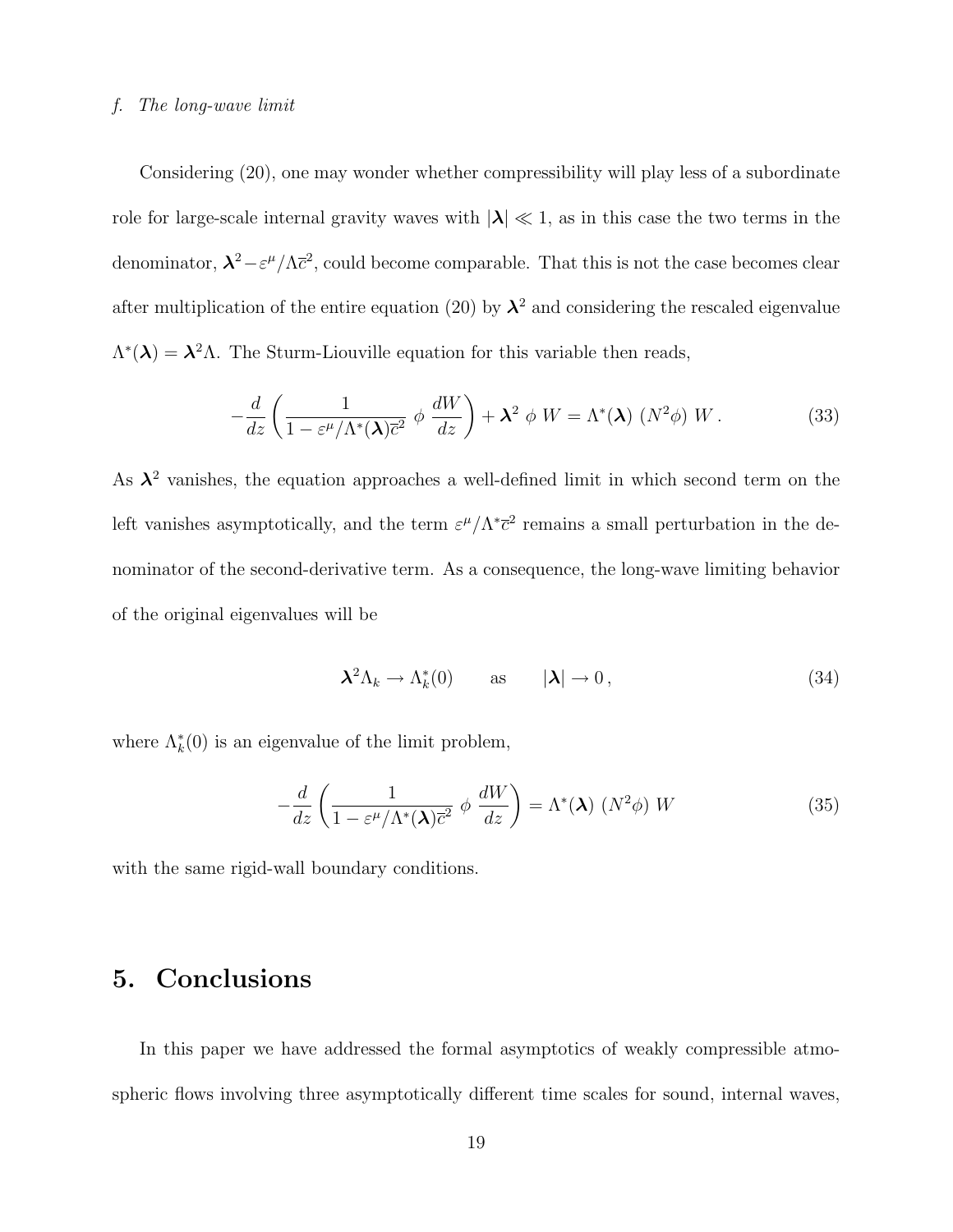### *f. The long-wave limit*

Considering (20), one may wonder whether compressibility will play less of a subordinate role for large-scale internal gravity waves with $|\boldsymbol{\lambda}| \ll 1$, as in this case the two terms in the denominator, $\boldsymbol{\lambda}^2 - \varepsilon^\mu/\Lambda\overline{c}^2$, could become comparable. That this is not the case becomes clear after multiplication of the entire equation (20) by $\boldsymbol{\lambda}^2$ and considering the rescaled eigenvalue $\Lambda^*(\boldsymbol{\lambda}) = \boldsymbol{\lambda}^2\Lambda$. The Sturm-Liouville equation for this variable then reads,

$$
-\frac{d}{dz}\left(\frac{1}{1 - \varepsilon^\mu/\Lambda^*(\boldsymbol{\lambda})\overline{c}^2}\ \phi\ \frac{dW}{dz}\right) + \boldsymbol{\lambda}^2\ \phi\ W = \Lambda^*(\boldsymbol{\lambda})\ (N^2\phi)\ W\,. \tag{33}
$$

As $\boldsymbol{\lambda}^2$ vanishes, the equation approaches a well-defined limit in which second term on the left vanishes asymptotically, and the term $\varepsilon^\mu/\Lambda^*\overline{c}^2$ remains a small perturbation in the denominator of the second-derivative term. As a consequence, the long-wave limiting behavior of the original eigenvalues will be

$$
\boldsymbol{\lambda}^2\Lambda_k \to \Lambda_k^*(0) \qquad \text{as} \qquad |\boldsymbol{\lambda}| \to 0\,, \tag{34}
$$

where $\Lambda_k^*(0)$ is an eigenvalue of the limit problem,

$$
-\frac{d}{dz}\left(\frac{1}{1 - \varepsilon^\mu/\Lambda^*(\boldsymbol{\lambda})\overline{c}^2}\ \phi\ \frac{dW}{dz}\right) = \Lambda^*(\boldsymbol{\lambda})\ (N^2\phi)\ W \tag{35}
$$

with the same rigid-wall boundary conditions.

## 5. Conclusions

In this paper we have addressed the formal asymptotics of weakly compressible atmospheric flows involving three asymptotically different time scales for sound, internal waves,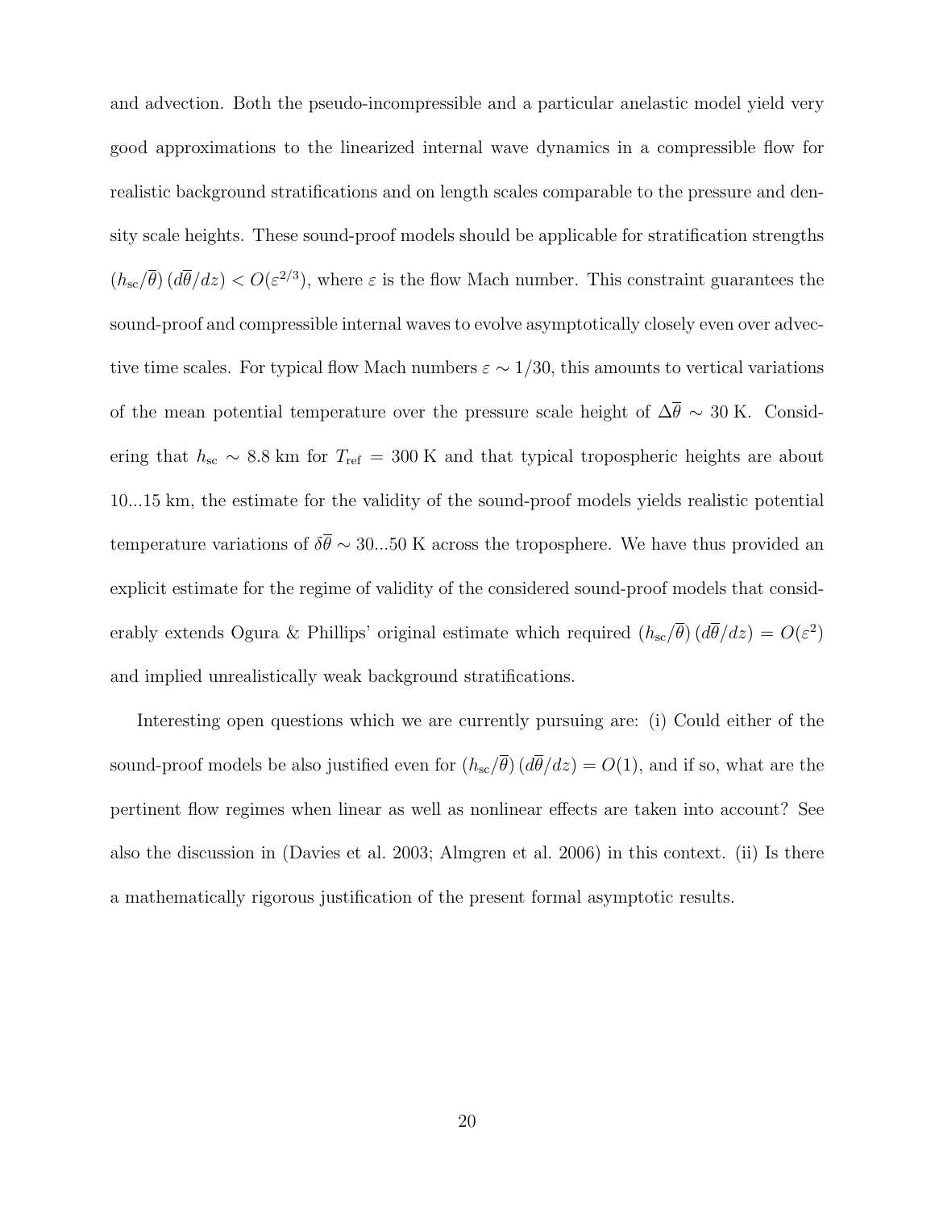and advection. Both the pseudo-incompressible and a particular anelastic model yield very good approximations to the linearized internal wave dynamics in a compressible flow for realistic background stratifications and on length scales comparable to the pressure and density scale heights. These sound-proof models should be applicable for stratification strengths $(h_{\rm sc}/\overline{\theta})\,(d\overline{\theta}/dz) < O(\varepsilon^{2/3})$, where $\varepsilon$ is the flow Mach number. This constraint guarantees the sound-proof and compressible internal waves to evolve asymptotically closely even over advective time scales. For typical flow Mach numbers $\varepsilon \sim 1/30$, this amounts to vertical variations of the mean potential temperature over the pressure scale height of $\Delta\overline{\theta} \sim 30$ K. Considering that $h_{\rm sc} \sim 8.8$ km for $T_{\rm ref} = 300$ K and that typical tropospheric heights are about 10...15 km, the estimate for the validity of the sound-proof models yields realistic potential temperature variations of $\delta\overline{\theta} \sim 30...50$ K across the troposphere. We have thus provided an explicit estimate for the regime of validity of the considered sound-proof models that considerably extends Ogura & Phillips' original estimate which required $(h_{\rm sc}/\overline{\theta})\,(d\overline{\theta}/dz) = O(\varepsilon^2)$ and implied unrealistically weak background stratifications.

Interesting open questions which we are currently pursuing are: (i) Could either of the sound-proof models be also justified even for $(h_{\rm sc}/\overline{\theta})\,(d\overline{\theta}/dz) = O(1)$, and if so, what are the pertinent flow regimes when linear as well as nonlinear effects are taken into account? See also the discussion in (Davies et al. 2003; Almgren et al. 2006) in this context. (ii) Is there a mathematically rigorous justification of the present formal asymptotic results.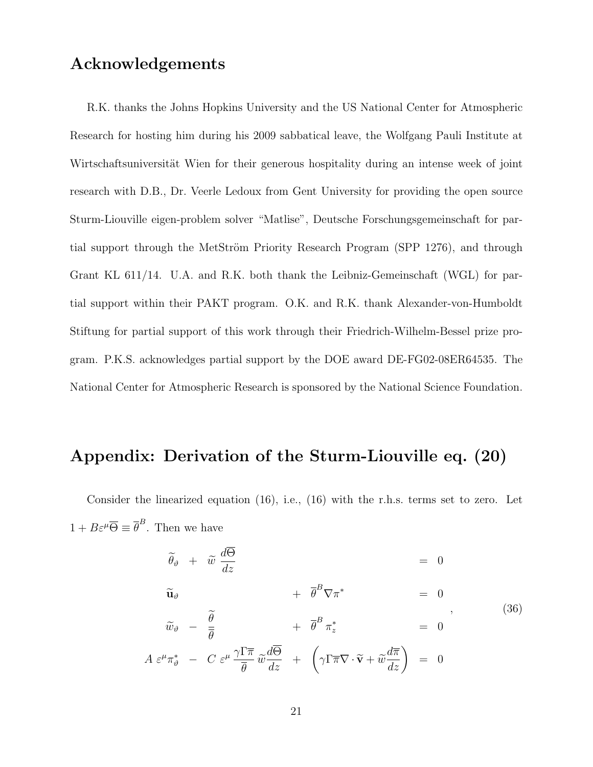## Acknowledgements

R.K. thanks the Johns Hopkins University and the US National Center for Atmospheric Research for hosting him during his 2009 sabbatical leave, the Wolfgang Pauli Institute at Wirtschaftsuniversität Wien for their generous hospitality during an intense week of joint research with D.B., Dr. Veerle Ledoux from Gent University for providing the open source Sturm-Liouville eigen-problem solver “Matlise”, Deutsche Forschungsgemeinschaft for partial support through the MetStröm Priority Research Program (SPP 1276), and through Grant KL 611/14. U.A. and R.K. both thank the Leibniz-Gemeinschaft (WGL) for partial support within their PAKT program. O.K. and R.K. thank Alexander-von-Humboldt Stiftung for partial support of this work through their Friedrich-Wilhelm-Bessel prize program. P.K.S. acknowledges partial support by the DOE award DE-FG02-08ER64535. The National Center for Atmospheric Research is sponsored by the National Science Foundation.

## Appendix: Derivation of the Sturm-Liouville eq. (20)

Consider the linearized equation (16), i.e., (16) with the r.h.s. terms set to zero. Let $1 + B\varepsilon^\mu \overline{\Theta} \equiv \overline{\theta}^B$. Then we have

$$
\begin{array}{rcccccl}
\widetilde{\theta}_\vartheta & + & \widetilde{w}\,\dfrac{d\overline{\Theta}}{dz} & & & = & 0 \\[2ex]
\widetilde{\mathbf{u}}_\vartheta & & & + & \overline{\theta}^B \nabla \pi^* & = & 0 \\[2ex]
\widetilde{w}_\vartheta & - & \dfrac{\widetilde{\theta}}{\overline{\theta}} & + & \overline{\theta}^B\, \pi^*_z & = & 0 \\[2ex]
A\,\varepsilon^\mu \pi^*_\vartheta & - & C\,\varepsilon^\mu\, \dfrac{\gamma\Gamma\overline{\pi}}{\overline{\theta}}\,\widetilde{w}\dfrac{d\overline{\Theta}}{dz} & + & \left(\gamma\Gamma\overline{\pi}\nabla\cdot\widetilde{\mathbf{v}} + \widetilde{w}\dfrac{d\overline{\pi}}{dz}\right) & = & 0
\end{array}
\quad , \qquad (36)
$$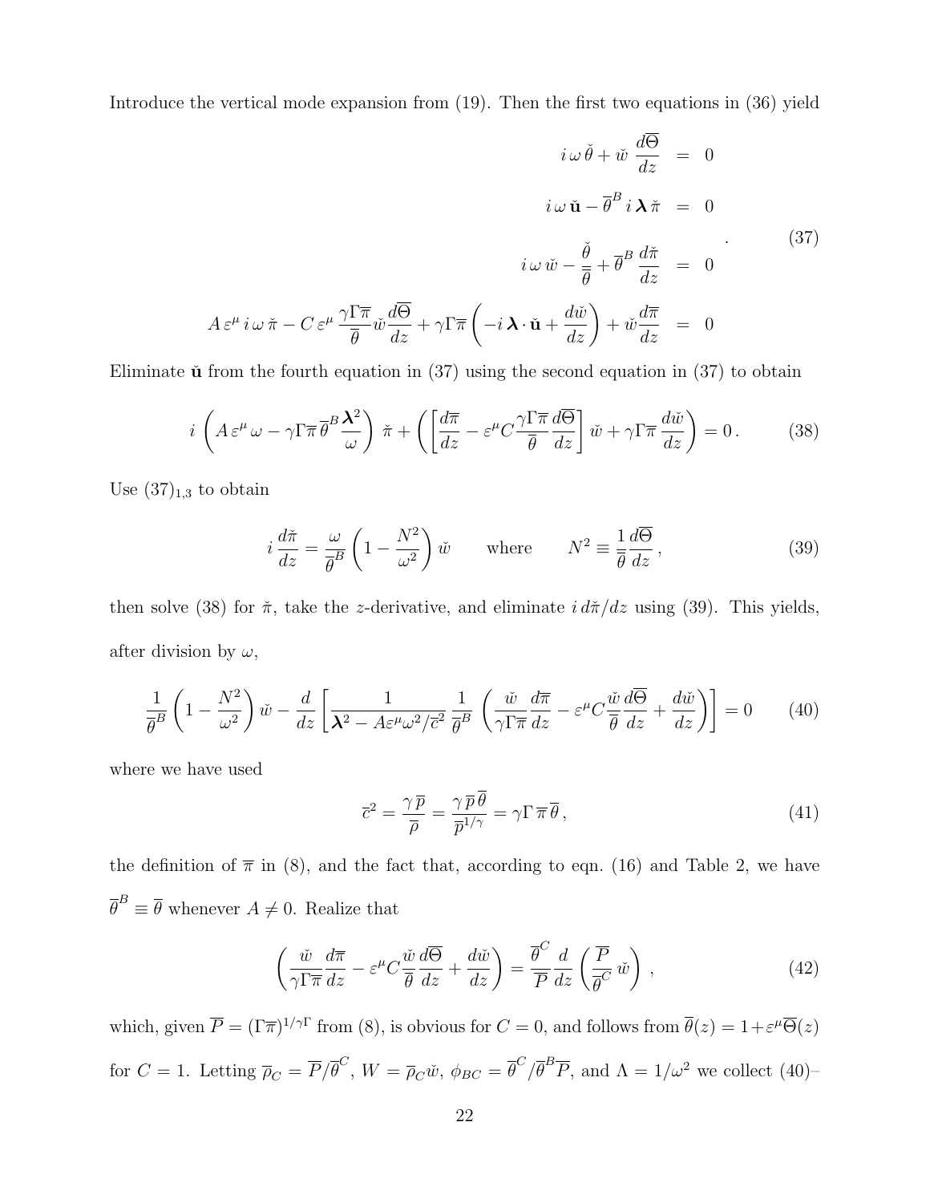Introduce the vertical mode expansion from (19). Then the first two equations in (36) yield

$$
\begin{aligned}
i\,\omega\,\check{\theta} + \check{w}\,\frac{d\overline{\Theta}}{dz} &= 0 \\
i\,\omega\,\check{\mathbf{u}} - \overline{\theta}^{B}\,i\,\boldsymbol{\lambda}\,\check{\pi} &= 0 \\
i\,\omega\,\check{w} - \frac{\check{\theta}}{\overline{\theta}} + \overline{\theta}^{B}\,\frac{d\check{\pi}}{dz} &= 0 \\
A\,\varepsilon^{\mu}\,i\,\omega\,\check{\pi} - C\,\varepsilon^{\mu}\,\frac{\gamma\Gamma\overline{\pi}}{\overline{\theta}}\check{w}\frac{d\overline{\Theta}}{dz} + \gamma\Gamma\overline{\pi}\left(-i\,\boldsymbol{\lambda}\cdot\check{\mathbf{u}} + \frac{d\check{w}}{dz}\right) + \check{w}\frac{d\overline{\pi}}{dz} &= 0
\end{aligned}
\tag{37}
$$

Eliminate $\check{\mathbf{u}}$ from the fourth equation in (37) using the second equation in (37) to obtain

$$
i\,\left(A\,\varepsilon^{\mu}\,\omega - \gamma\Gamma\overline{\pi}\,\overline{\theta}^{B}\frac{\boldsymbol{\lambda}^2}{\omega}\right)\,\check{\pi} + \left(\left[\frac{d\overline{\pi}}{dz} - \varepsilon^{\mu}C\frac{\gamma\Gamma\overline{\pi}}{\overline{\theta}}\frac{d\overline{\Theta}}{dz}\right]\check{w} + \gamma\Gamma\overline{\pi}\,\frac{d\check{w}}{dz}\right) = 0\,. \tag{38}
$$

Use $(37)_{1,3}$ to obtain

$$
i\,\frac{d\check{\pi}}{dz} = \frac{\omega}{\overline{\theta}^{B}}\left(1 - \frac{N^2}{\omega^2}\right)\check{w} \qquad \text{where} \qquad N^2 \equiv \frac{1}{\overline{\theta}}\frac{d\overline{\Theta}}{dz}\,, \tag{39}
$$

then solve (38) for $\check{\pi}$, take the $z$-derivative, and eliminate $i\,d\check{\pi}/dz$ using (39). This yields, after division by $\omega$,

$$
\frac{1}{\overline{\theta}^{B}}\left(1 - \frac{N^2}{\omega^2}\right)\check{w} - \frac{d}{dz}\left[\frac{1}{\boldsymbol{\lambda}^2 - A\varepsilon^{\mu}\omega^2/\overline{c}^2}\,\frac{1}{\overline{\theta}^{B}}\,\left(\frac{\check{w}}{\gamma\Gamma\overline{\pi}}\frac{d\overline{\pi}}{dz} - \varepsilon^{\mu}C\frac{\check{w}}{\overline{\theta}}\frac{d\overline{\Theta}}{dz} + \frac{d\check{w}}{dz}\right)\right] = 0 \tag{40}
$$

where we have used

$$
\overline{c}^2 = \frac{\gamma\,\overline{p}}{\overline{\rho}} = \frac{\gamma\,\overline{p}\,\overline{\theta}}{\overline{p}^{1/\gamma}} = \gamma\Gamma\,\overline{\pi}\,\overline{\theta}\,, \tag{41}
$$

the definition of $\overline{\pi}$ in (8), and the fact that, according to eqn. (16) and Table 2, we have $\overline{\theta}^{B} \equiv \overline{\theta}$ whenever $A \neq 0$. Realize that

$$
\left(\frac{\check{w}}{\gamma\Gamma\overline{\pi}}\frac{d\overline{\pi}}{dz} - \varepsilon^{\mu}C\frac{\check{w}}{\overline{\theta}}\frac{d\overline{\Theta}}{dz} + \frac{d\check{w}}{dz}\right) = \frac{\overline{\theta}^{C}}{\overline{P}}\frac{d}{dz}\left(\frac{\overline{P}}{\overline{\theta}^{C}}\,\check{w}\right)\,, \tag{42}
$$

which, given $\overline{P} = (\Gamma\overline{\pi})^{1/\gamma\Gamma}$ from (8), is obvious for $C = 0$, and follows from $\overline{\theta}(z) = 1 + \varepsilon^{\mu}\overline{\Theta}(z)$ for $C = 1$. Letting $\overline{\rho}_C = \overline{P}/\overline{\theta}^{C}$, $W = \overline{\rho}_C\check{w}$, $\phi_{BC} = \overline{\theta}^{C}/\overline{\theta}^{B}\overline{P}$, and $\Lambda = 1/\omega^2$ we collect (40)–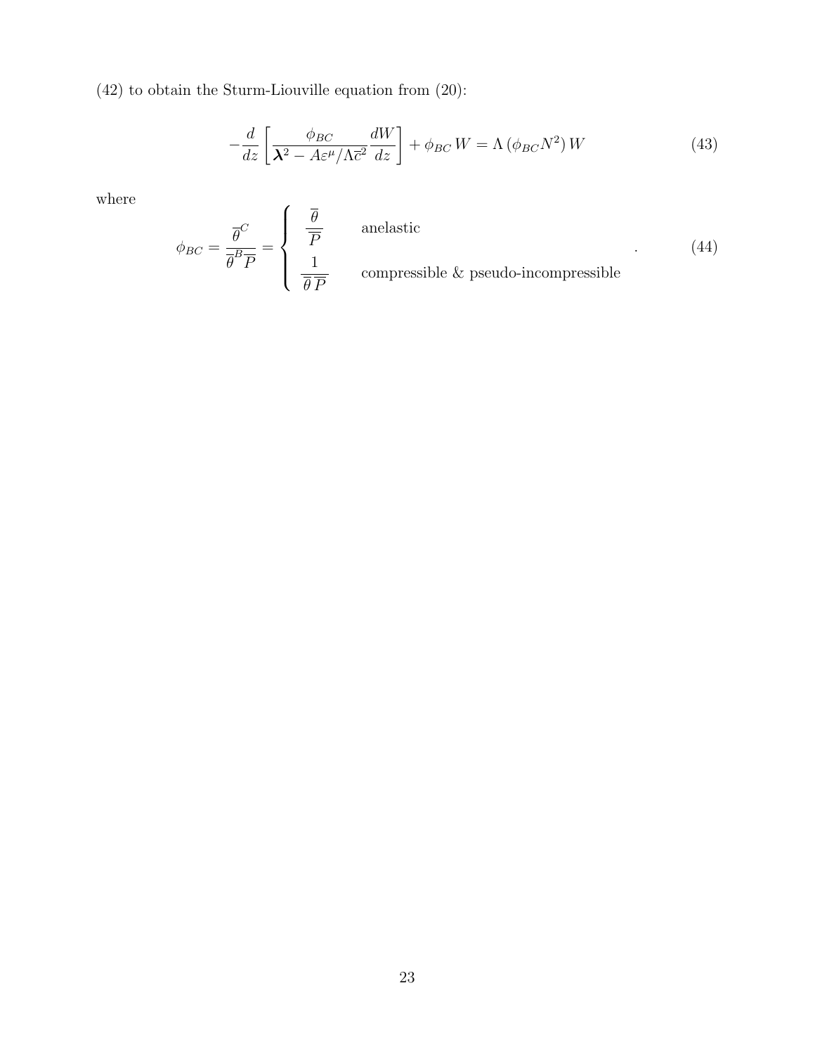(42) to obtain the Sturm-Liouville equation from (20):

$$
-\frac{d}{dz}\left[\frac{\phi_{BC}}{\boldsymbol{\lambda}^2 - A\varepsilon^{\mu}/\Lambda\overline{c}^2}\frac{dW}{dz}\right] + \phi_{BC}\,W = \Lambda\,(\phi_{BC}N^2)\,W \tag{43}
$$

where

$$
\phi_{BC} = \frac{\overline{\theta}^{C}}{\overline{\theta}^{B}\overline{P}} = \begin{cases} \dfrac{\overline{\theta}}{\overline{P}} & \text{anelastic} \\ \dfrac{1}{\overline{\theta}\,\overline{P}} & \text{compressible \& pseudo-incompressible} \end{cases} \quad . \tag{44}
$$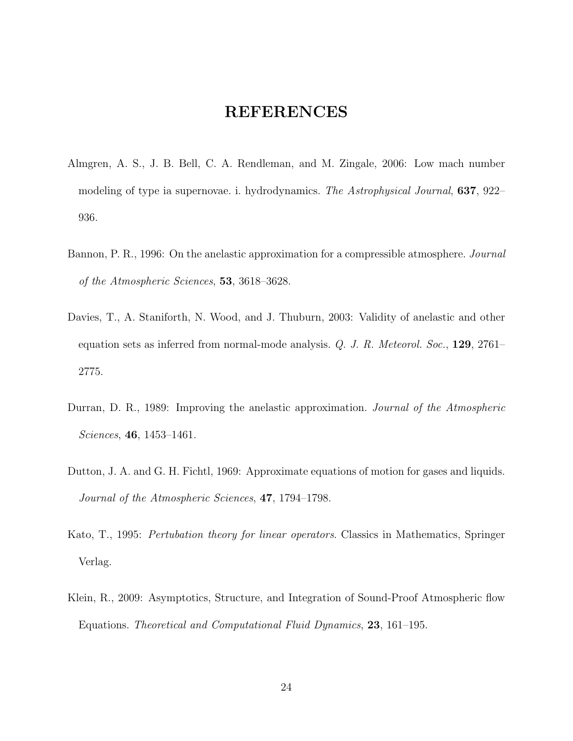# REFERENCES

Almgren, A. S., J. B. Bell, C. A. Rendleman, and M. Zingale, 2006: Low mach number modeling of type ia supernovae. i. hydrodynamics. *The Astrophysical Journal*, **637**, 922–936.

Bannon, P. R., 1996: On the anelastic approximation for a compressible atmosphere. *Journal of the Atmospheric Sciences*, **53**, 3618–3628.

Davies, T., A. Staniforth, N. Wood, and J. Thuburn, 2003: Validity of anelastic and other equation sets as inferred from normal-mode analysis. *Q. J. R. Meteorol. Soc.*, **129**, 2761–2775.

Durran, D. R., 1989: Improving the anelastic approximation. *Journal of the Atmospheric Sciences*, **46**, 1453–1461.

Dutton, J. A. and G. H. Fichtl, 1969: Approximate equations of motion for gases and liquids. *Journal of the Atmospheric Sciences*, **47**, 1794–1798.

Kato, T., 1995: *Pertubation theory for linear operators*. Classics in Mathematics, Springer Verlag.

Klein, R., 2009: Asymptotics, Structure, and Integration of Sound-Proof Atmospheric flow Equations. *Theoretical and Computational Fluid Dynamics*, **23**, 161–195.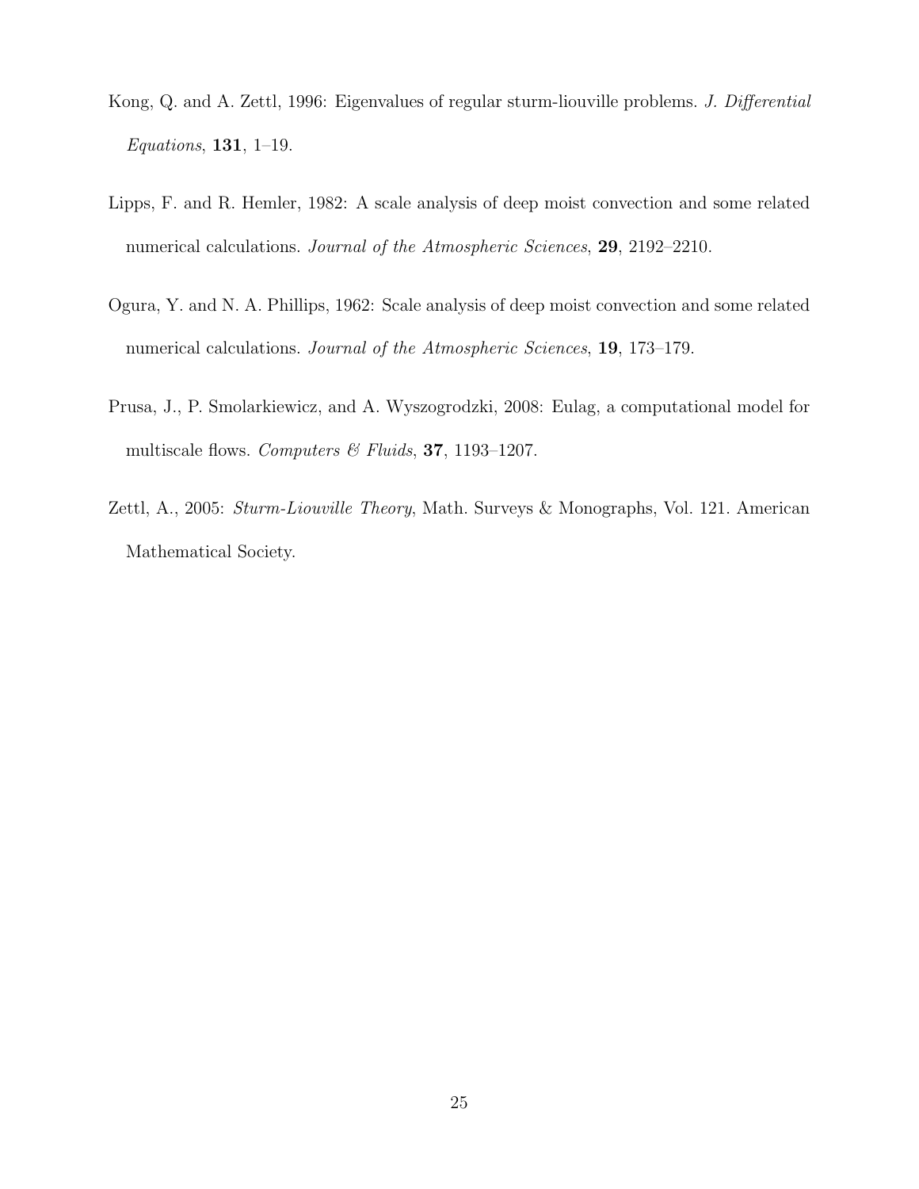Kong, Q. and A. Zettl, 1996: Eigenvalues of regular sturm-liouville problems. *J. Differential Equations*, **131**, 1–19.

Lipps, F. and R. Hemler, 1982: A scale analysis of deep moist convection and some related numerical calculations. *Journal of the Atmospheric Sciences*, **29**, 2192–2210.

Ogura, Y. and N. A. Phillips, 1962: Scale analysis of deep moist convection and some related numerical calculations. *Journal of the Atmospheric Sciences*, **19**, 173–179.

Prusa, J., P. Smolarkiewicz, and A. Wyszogrodzki, 2008: Eulag, a computational model for multiscale flows. *Computers & Fluids*, **37**, 1193–1207.

Zettl, A., 2005: *Sturm-Liouville Theory*, Math. Surveys & Monographs, Vol. 121. American Mathematical Society.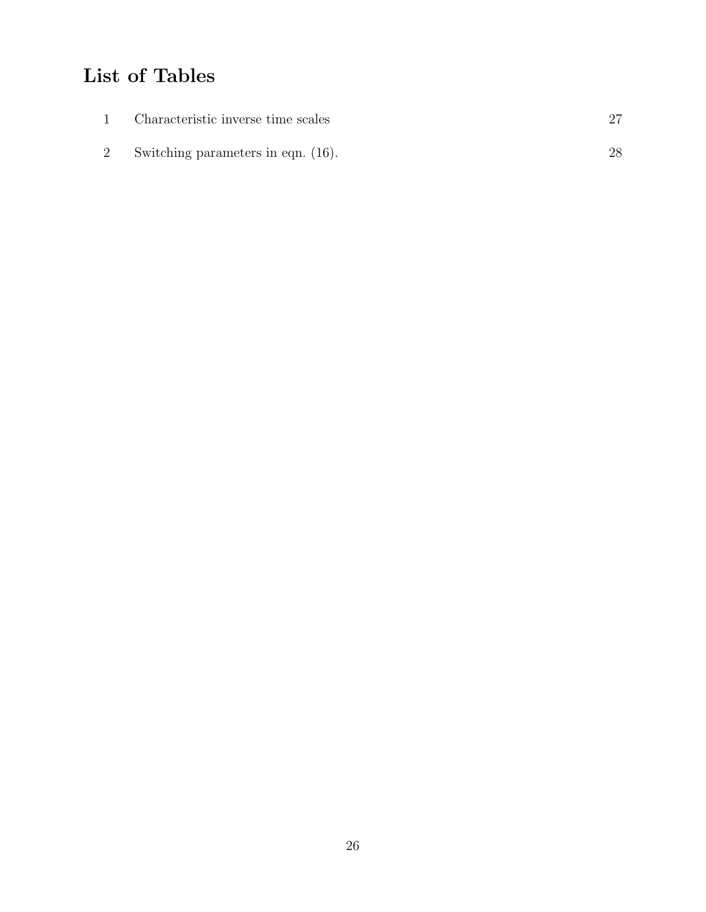# List of Tables

| | | |
|---|---|---|
| 1 | Characteristic inverse time scales | 27 |
| 2 | Switching parameters in eqn. (16). | 28 |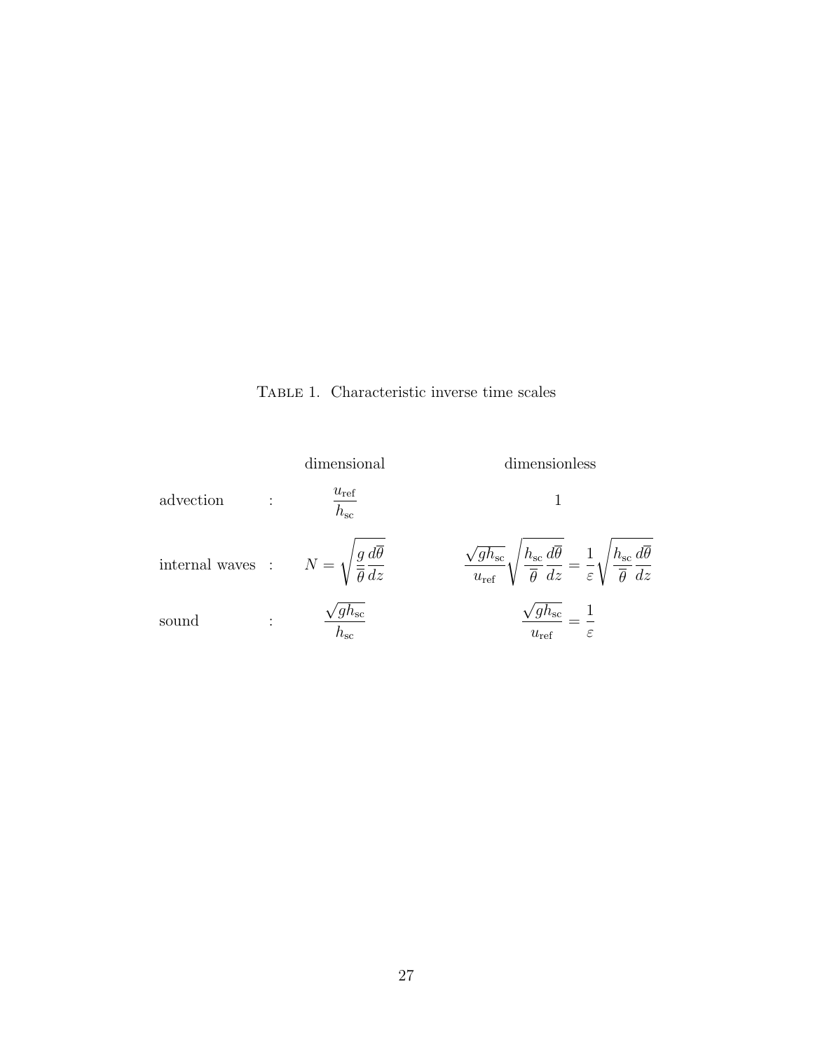Table 1. Characteristic inverse time scales

| | | dimensional | dimensionless |
|---|---|---|---|
| advection | : | $\dfrac{u_{\text{ref}}}{h_{\text{sc}}}$ | $1$ |
| internal waves | : | $N = \sqrt{\dfrac{g}{\overline{\theta}} \dfrac{d\overline{\theta}}{dz}}$ | $\dfrac{\sqrt{g h_{\text{sc}}}}{u_{\text{ref}}} \sqrt{\dfrac{h_{\text{sc}}}{\overline{\theta}} \dfrac{d\overline{\theta}}{dz}} = \dfrac{1}{\varepsilon} \sqrt{\dfrac{h_{\text{sc}}}{\overline{\theta}} \dfrac{d\overline{\theta}}{dz}}$ |
| sound | : | $\dfrac{\sqrt{g h_{\text{sc}}}}{h_{\text{sc}}}$ | $\dfrac{\sqrt{g h_{\text{sc}}}}{u_{\text{ref}}} = \dfrac{1}{\varepsilon}$ |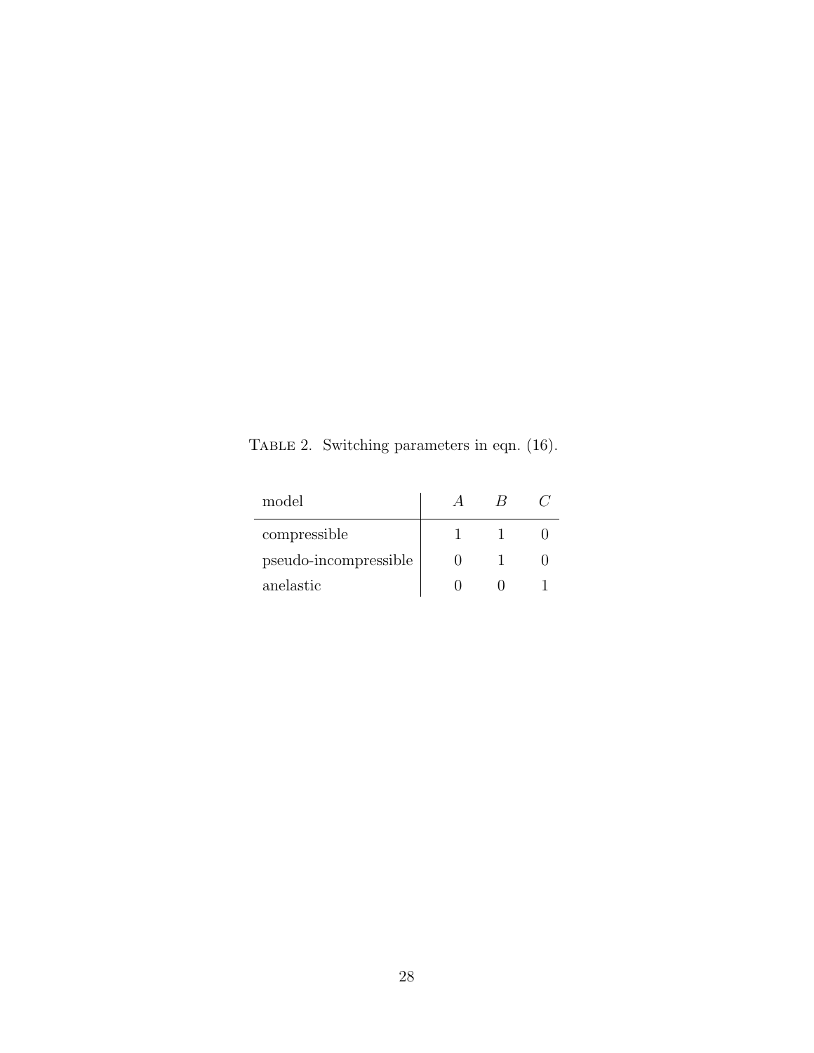Table 2. Switching parameters in eqn. (16).

| model | $A$ | $B$ | $C$ |
| --- | --- | --- | --- |
| compressible | 1 | 1 | 0 |
| pseudo-incompressible | 0 | 1 | 0 |
| anelastic | 0 | 0 | 1 |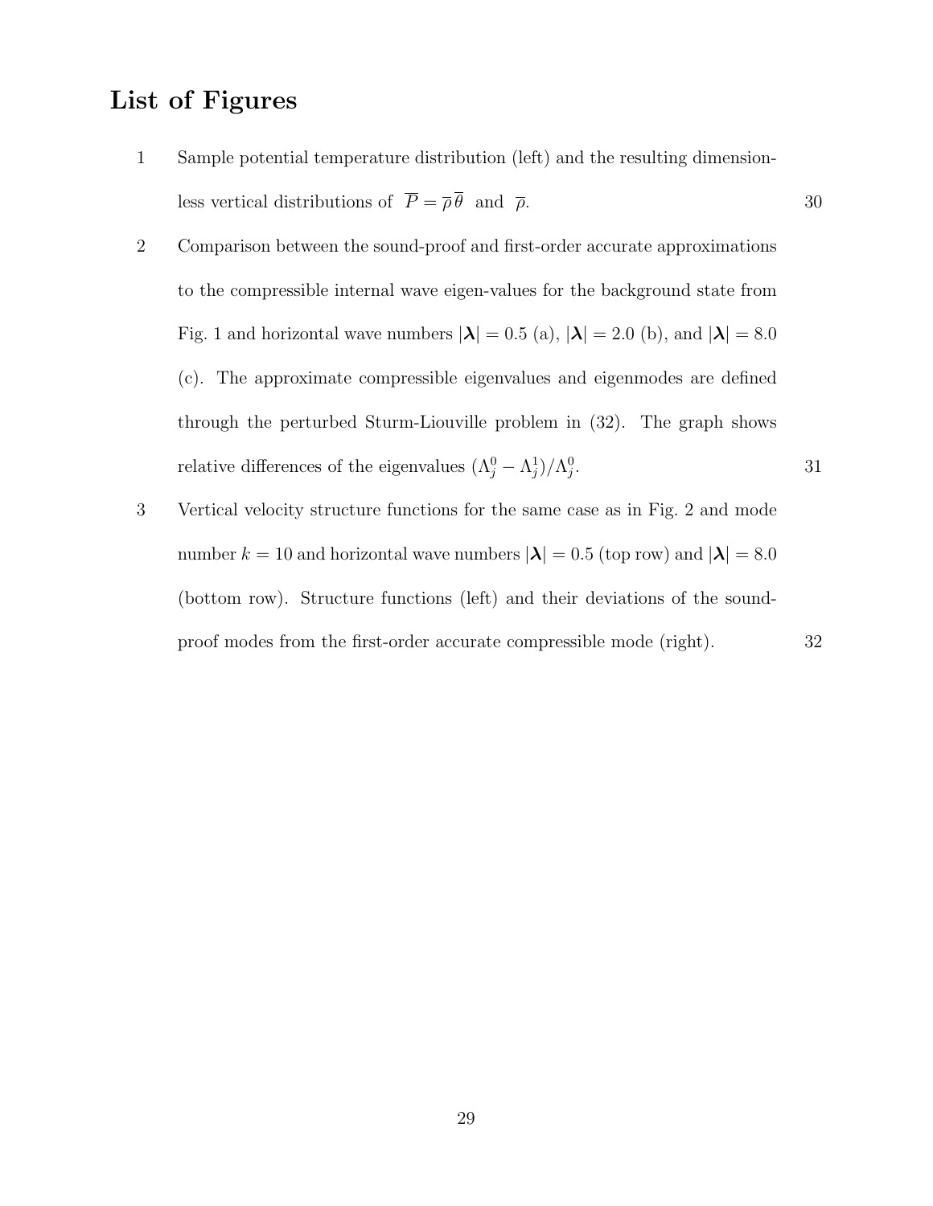# List of Figures

1. Sample potential temperature distribution (left) and the resulting dimensionless vertical distributions of $\overline{P} = \overline{\rho}\,\overline{\theta}$ and $\overline{\rho}$. — 30

2. Comparison between the sound-proof and first-order accurate approximations to the compressible internal wave eigen-values for the background state from Fig. 1 and horizontal wave numbers $|\boldsymbol{\lambda}| = 0.5$ (a), $|\boldsymbol{\lambda}| = 2.0$ (b), and $|\boldsymbol{\lambda}| = 8.0$ (c). The approximate compressible eigenvalues and eigenmodes are defined through the perturbed Sturm-Liouville problem in (32). The graph shows relative differences of the eigenvalues $(\Lambda_j^0 - \Lambda_j^1)/\Lambda_j^0$. — 31

3. Vertical velocity structure functions for the same case as in Fig. 2 and mode number $k = 10$ and horizontal wave numbers $|\boldsymbol{\lambda}| = 0.5$ (top row) and $|\boldsymbol{\lambda}| = 8.0$ (bottom row). Structure functions (left) and their deviations of the sound-proof modes from the first-order accurate compressible mode (right). — 32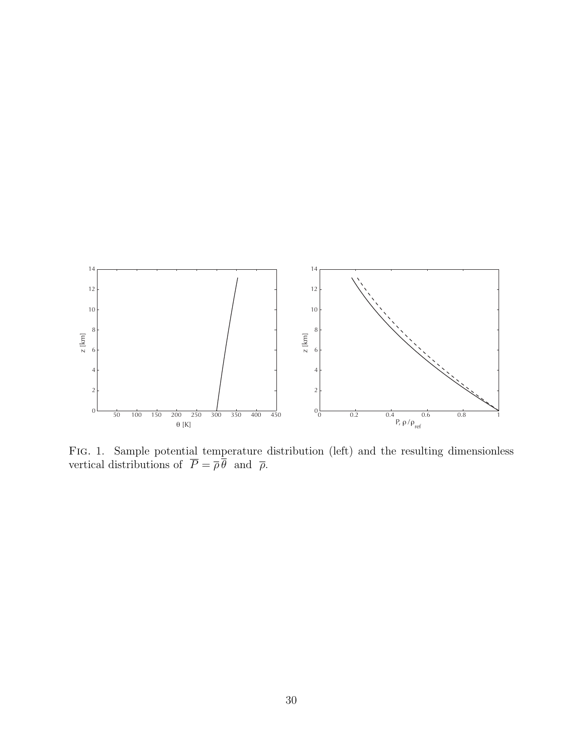FIG. 1. Sample potential temperature distribution (left) and the resulting dimensionless vertical distributions of $\overline{P} = \overline{\rho}\,\overline{\theta}$ and $\overline{\rho}$.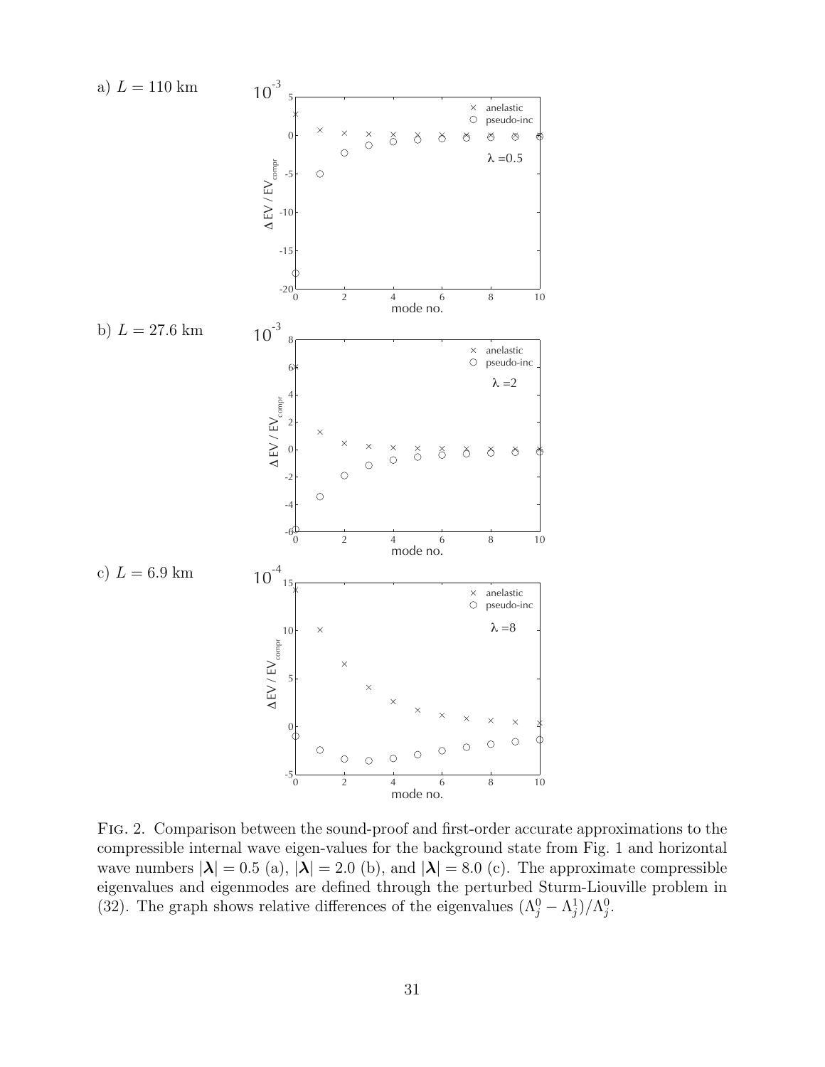a) $L = 110$ km

b) $L = 27.6$ km

c) $L = 6.9$ km

FIG. 2. Comparison between the sound-proof and first-order accurate approximations to the compressible internal wave eigen-values for the background state from Fig. 1 and horizontal wave numbers $|\boldsymbol{\lambda}| = 0.5$ (a), $|\boldsymbol{\lambda}| = 2.0$ (b), and $|\boldsymbol{\lambda}| = 8.0$ (c). The approximate compressible eigenvalues and eigenmodes are defined through the perturbed Sturm-Liouville problem in (32). The graph shows relative differences of the eigenvalues $(\Lambda_j^0 - \Lambda_j^1)/\Lambda_j^0$.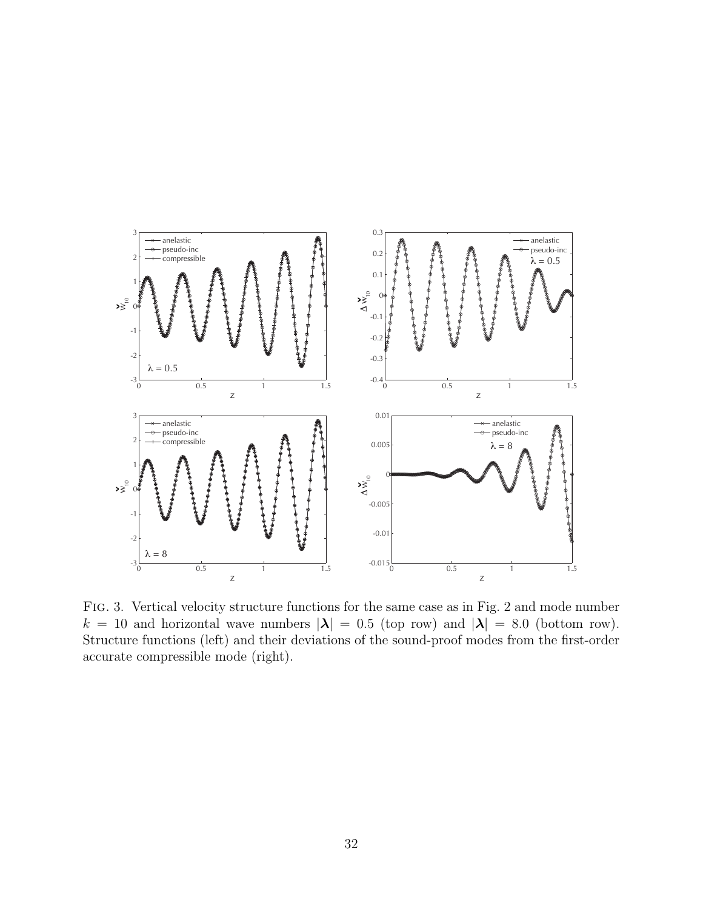anelastic
pseudo-inc
compressible
$\lambda$ = 0.5
$\check{w}_{10}$
z

anelastic
pseudo-inc
$\lambda$ = 0.5
$\Delta\check{w}_{10}$
z

anelastic
pseudo-inc
compressible
$\lambda$ = 8
$\check{w}_{10}$
z

anelastic
pseudo-inc
$\lambda$ = 8
$\Delta\check{w}_{10}$
z

FIG. 3. Vertical velocity structure functions for the same case as in Fig. 2 and mode number $k = 10$ and horizontal wave numbers $|\boldsymbol{\lambda}| = 0.5$ (top row) and $|\boldsymbol{\lambda}| = 8.0$ (bottom row). Structure functions (left) and their deviations of the sound-proof modes from the first-order accurate compressible mode (right).